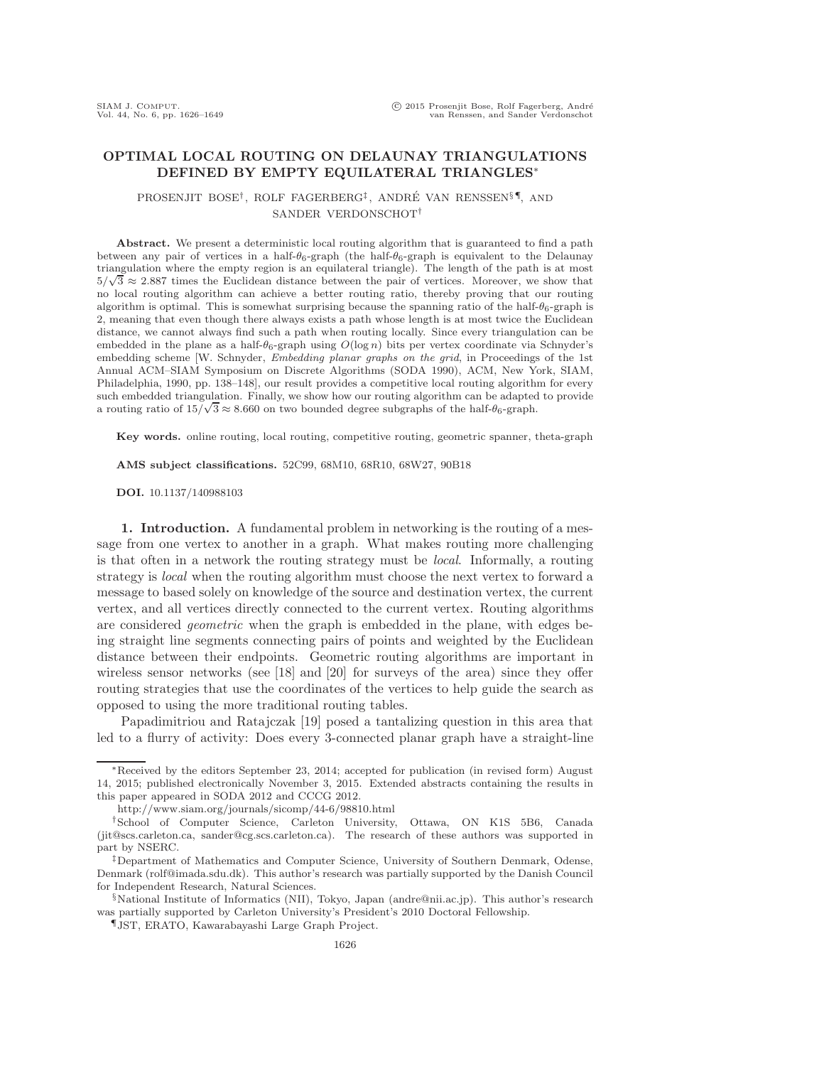# OPTIMAL LOCAL ROUTING ON DELAUNAY TRIANGULATIONS DEFINED BY EMPTY EQUILATERAL TRIANGLES*

PROSENJIT BOSE†, ROLF FAGERBERG‡, ANDRÉ VAN RENSSEN§¶, AND SANDER VERDONSCHOT†

**Abstract.** We present a deterministic local routing algorithm that is guaranteed to find a path between any pair of vertices in a half-$\theta_6$-graph (the half-$\theta_6$-graph is equivalent to the Delaunay triangulation where the empty region is an equilateral triangle). The length of the path is at most $5/\sqrt{3} \approx 2.887$ times the Euclidean distance between the pair of vertices. Moreover, we show that no local routing algorithm can achieve a better routing ratio, thereby proving that our routing algorithm is optimal. This is somewhat surprising because the spanning ratio of the half-$\theta_6$-graph is 2, meaning that even though there always exists a path whose length is at most twice the Euclidean distance, we cannot always find such a path when routing locally. Since every triangulation can be embedded in the plane as a half-$\theta_6$-graph using $O(\log n)$ bits per vertex coordinate via Schnyder's embedding scheme [W. Schnyder, *Embedding planar graphs on the grid*, in Proceedings of the 1st Annual ACM–SIAM Symposium on Discrete Algorithms (SODA 1990), ACM, New York, SIAM, Philadelphia, 1990, pp. 138–148], our result provides a competitive local routing algorithm for every such embedded triangulation. Finally, we show how our routing algorithm can be adapted to provide a routing ratio of $15/\sqrt{3} \approx 8.660$ on two bounded degree subgraphs of the half-$\theta_6$-graph.

**Key words.** online routing, local routing, competitive routing, geometric spanner, theta-graph

**AMS subject classifications.** 52C99, 68M10, 68R10, 68W27, 90B18

**DOI.** 10.1137/140988103

**1. Introduction.** A fundamental problem in networking is the routing of a message from one vertex to another in a graph. What makes routing more challenging is that often in a network the routing strategy must be *local*. Informally, a routing strategy is *local* when the routing algorithm must choose the next vertex to forward a message to based solely on knowledge of the source and destination vertex, the current vertex, and all vertices directly connected to the current vertex. Routing algorithms are considered *geometric* when the graph is embedded in the plane, with edges being straight line segments connecting pairs of points and weighted by the Euclidean distance between their endpoints. Geometric routing algorithms are important in wireless sensor networks (see [18] and [20] for surveys of the area) since they offer routing strategies that use the coordinates of the vertices to help guide the search as opposed to using the more traditional routing tables.

Papadimitriou and Ratajczak [19] posed a tantalizing question in this area that led to a flurry of activity: Does every 3-connected planar graph have a straight-line

---

*Received by the editors September 23, 2014; accepted for publication (in revised form) August 14, 2015; published electronically November 3, 2015. Extended abstracts containing the results in this paper appeared in SODA 2012 and CCCG 2012.

http://www.siam.org/journals/sicomp/44-6/98810.html

†School of Computer Science, Carleton University, Ottawa, ON K1S 5B6, Canada (jit@scs.carleton.ca, sander@cg.scs.carleton.ca). The research of these authors was supported in part by NSERC.

‡Department of Mathematics and Computer Science, University of Southern Denmark, Odense, Denmark (rolf@imada.sdu.dk). This author's research was partially supported by the Danish Council for Independent Research, Natural Sciences.

§National Institute of Informatics (NII), Tokyo, Japan (andre@nii.ac.jp). This author's research was partially supported by Carleton University's President's 2010 Doctoral Fellowship.

¶JST, ERATO, Kawarabayashi Large Graph Project.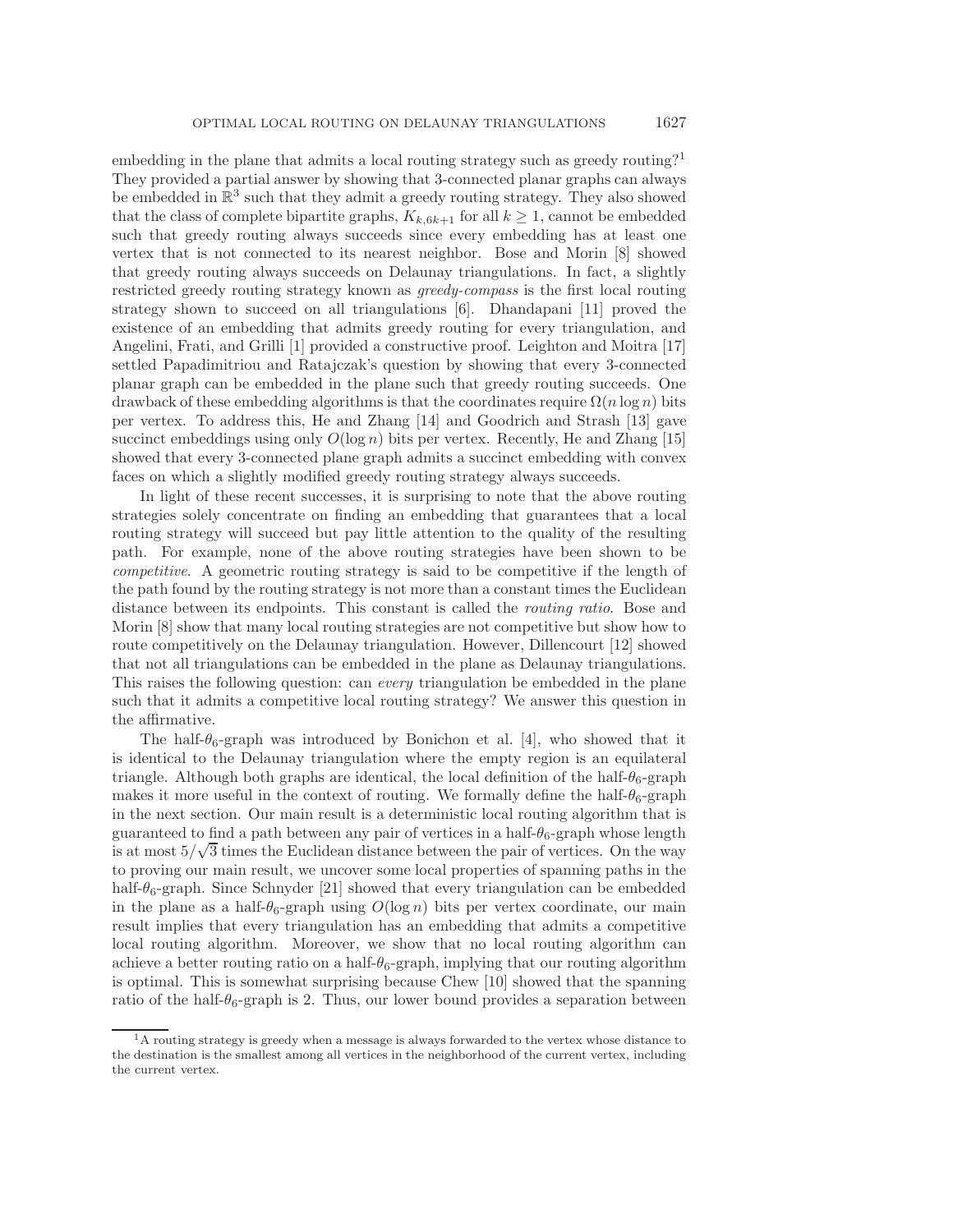embedding in the plane that admits a local routing strategy such as greedy routing?[1] They provided a partial answer by showing that 3-connected planar graphs can always be embedded in $\mathbb{R}^3$ such that they admit a greedy routing strategy. They also showed that the class of complete bipartite graphs, $K_{k,6k+1}$ for all $k \geq 1$, cannot be embedded such that greedy routing always succeeds since every embedding has at least one vertex that is not connected to its nearest neighbor. Bose and Morin [8] showed that greedy routing always succeeds on Delaunay triangulations. In fact, a slightly restricted greedy routing strategy known as *greedy-compass* is the first local routing strategy shown to succeed on all triangulations [6]. Dhandapani [11] proved the existence of an embedding that admits greedy routing for every triangulation, and Angelini, Frati, and Grilli [1] provided a constructive proof. Leighton and Moitra [17] settled Papadimitriou and Ratajczak's question by showing that every 3-connected planar graph can be embedded in the plane such that greedy routing succeeds. One drawback of these embedding algorithms is that the coordinates require $\Omega(n \log n)$ bits per vertex. To address this, He and Zhang [14] and Goodrich and Strash [13] gave succinct embeddings using only $O(\log n)$ bits per vertex. Recently, He and Zhang [15] showed that every 3-connected plane graph admits a succinct embedding with convex faces on which a slightly modified greedy routing strategy always succeeds.

In light of these recent successes, it is surprising to note that the above routing strategies solely concentrate on finding an embedding that guarantees that a local routing strategy will succeed but pay little attention to the quality of the resulting path. For example, none of the above routing strategies have been shown to be *competitive*. A geometric routing strategy is said to be competitive if the length of the path found by the routing strategy is not more than a constant times the Euclidean distance between its endpoints. This constant is called the *routing ratio*. Bose and Morin [8] show that many local routing strategies are not competitive but show how to route competitively on the Delaunay triangulation. However, Dillencourt [12] showed that not all triangulations can be embedded in the plane as Delaunay triangulations. This raises the following question: can *every* triangulation be embedded in the plane such that it admits a competitive local routing strategy? We answer this question in the affirmative.

The half-$\theta_6$-graph was introduced by Bonichon et al. [4], who showed that it is identical to the Delaunay triangulation where the empty region is an equilateral triangle. Although both graphs are identical, the local definition of the half-$\theta_6$-graph makes it more useful in the context of routing. We formally define the half-$\theta_6$-graph in the next section. Our main result is a deterministic local routing algorithm that is guaranteed to find a path between any pair of vertices in a half-$\theta_6$-graph whose length is at most $5/\sqrt{3}$ times the Euclidean distance between the pair of vertices. On the way to proving our main result, we uncover some local properties of spanning paths in the half-$\theta_6$-graph. Since Schnyder [21] showed that every triangulation can be embedded in the plane as a half-$\theta_6$-graph using $O(\log n)$ bits per vertex coordinate, our main result implies that every triangulation has an embedding that admits a competitive local routing algorithm. Moreover, we show that no local routing algorithm can achieve a better routing ratio on a half-$\theta_6$-graph, implying that our routing algorithm is optimal. This is somewhat surprising because Chew [10] showed that the spanning ratio of the half-$\theta_6$-graph is 2. Thus, our lower bound provides a separation between

[1] A routing strategy is greedy when a message is always forwarded to the vertex whose distance to the destination is the smallest among all vertices in the neighborhood of the current vertex, including the current vertex.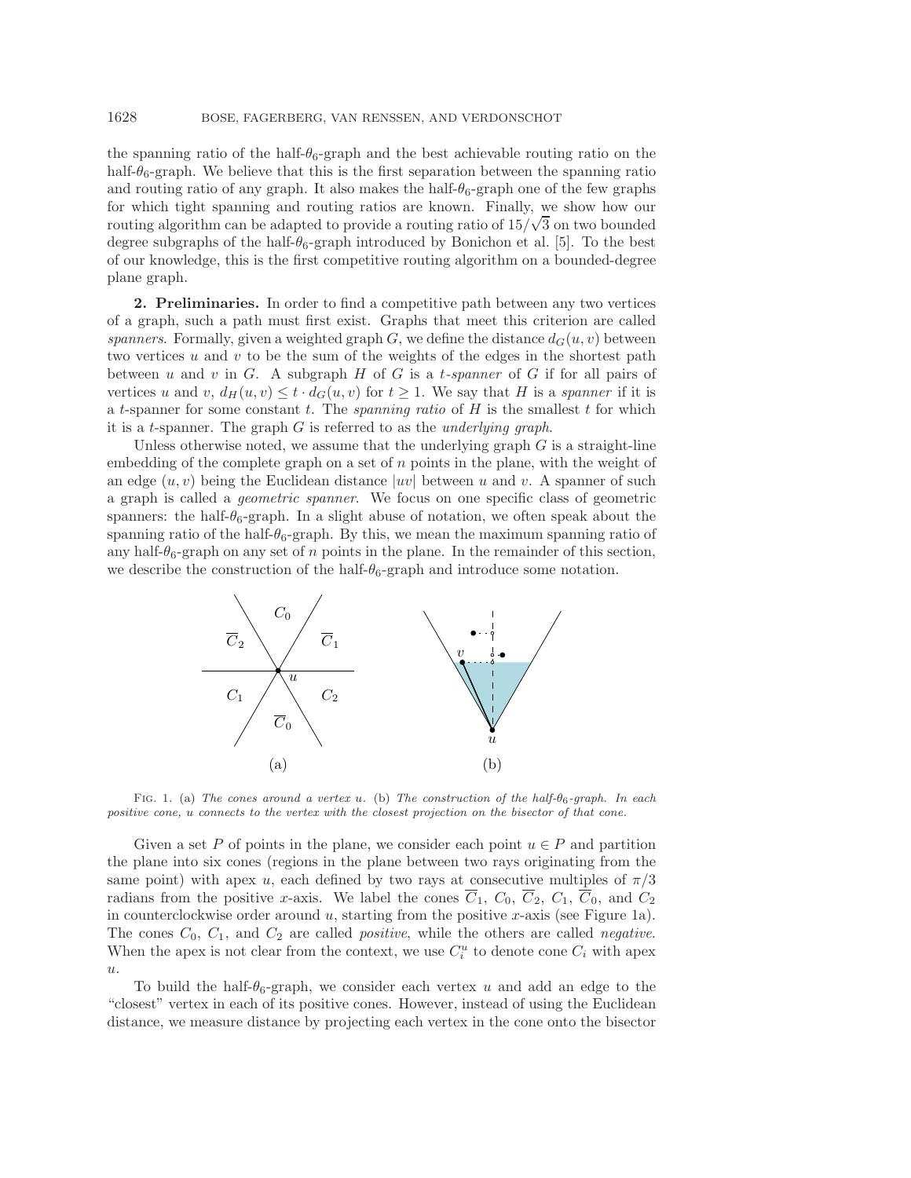the spanning ratio of the half-$\theta_6$-graph and the best achievable routing ratio on the half-$\theta_6$-graph. We believe that this is the first separation between the spanning ratio and routing ratio of any graph. It also makes the half-$\theta_6$-graph one of the few graphs for which tight spanning and routing ratios are known. Finally, we show how our routing algorithm can be adapted to provide a routing ratio of $15/\sqrt{3}$ on two bounded degree subgraphs of the half-$\theta_6$-graph introduced by Bonichon et al. [5]. To the best of our knowledge, this is the first competitive routing algorithm on a bounded-degree plane graph.

**2. Preliminaries.** In order to find a competitive path between any two vertices of a graph, such a path must first exist. Graphs that meet this criterion are called *spanners*. Formally, given a weighted graph $G$, we define the distance $d_G(u, v)$ between two vertices $u$ and $v$ to be the sum of the weights of the edges in the shortest path between $u$ and $v$ in $G$. A subgraph $H$ of $G$ is a *t-spanner* of $G$ if for all pairs of vertices $u$ and $v$, $d_H(u, v) \leq t \cdot d_G(u, v)$ for $t \geq 1$. We say that $H$ is a *spanner* if it is a $t$-spanner for some constant $t$. The *spanning ratio* of $H$ is the smallest $t$ for which it is a $t$-spanner. The graph $G$ is referred to as the *underlying graph*.

Unless otherwise noted, we assume that the underlying graph $G$ is a straight-line embedding of the complete graph on a set of $n$ points in the plane, with the weight of an edge $(u, v)$ being the Euclidean distance $|uv|$ between $u$ and $v$. A spanner of such a graph is called a *geometric spanner*. We focus on one specific class of geometric spanners: the half-$\theta_6$-graph. In a slight abuse of notation, we often speak about the spanning ratio of the half-$\theta_6$-graph. By this, we mean the maximum spanning ratio of any half-$\theta_6$-graph on any set of $n$ points in the plane. In the remainder of this section, we describe the construction of the half-$\theta_6$-graph and introduce some notation.

FIG. 1. (a) *The cones around a vertex $u$.* (b) *The construction of the half-$\theta_6$-graph. In each positive cone, $u$ connects to the vertex with the closest projection on the bisector of that cone.*

Given a set $P$ of points in the plane, we consider each point $u \in P$ and partition the plane into six cones (regions in the plane between two rays originating from the same point) with apex $u$, each defined by two rays at consecutive multiples of $\pi/3$ radians from the positive $x$-axis. We label the cones $\overline{C}_1$, $C_0$, $\overline{C}_2$, $C_1$, $\overline{C}_0$, and $C_2$ in counterclockwise order around $u$, starting from the positive $x$-axis (see Figure 1a). The cones $C_0$, $C_1$, and $C_2$ are called *positive*, while the others are called *negative*. When the apex is not clear from the context, we use $C_i^u$ to denote cone $C_i$ with apex $u$.

To build the half-$\theta_6$-graph, we consider each vertex $u$ and add an edge to the "closest" vertex in each of its positive cones. However, instead of using the Euclidean distance, we measure distance by projecting each vertex in the cone onto the bisector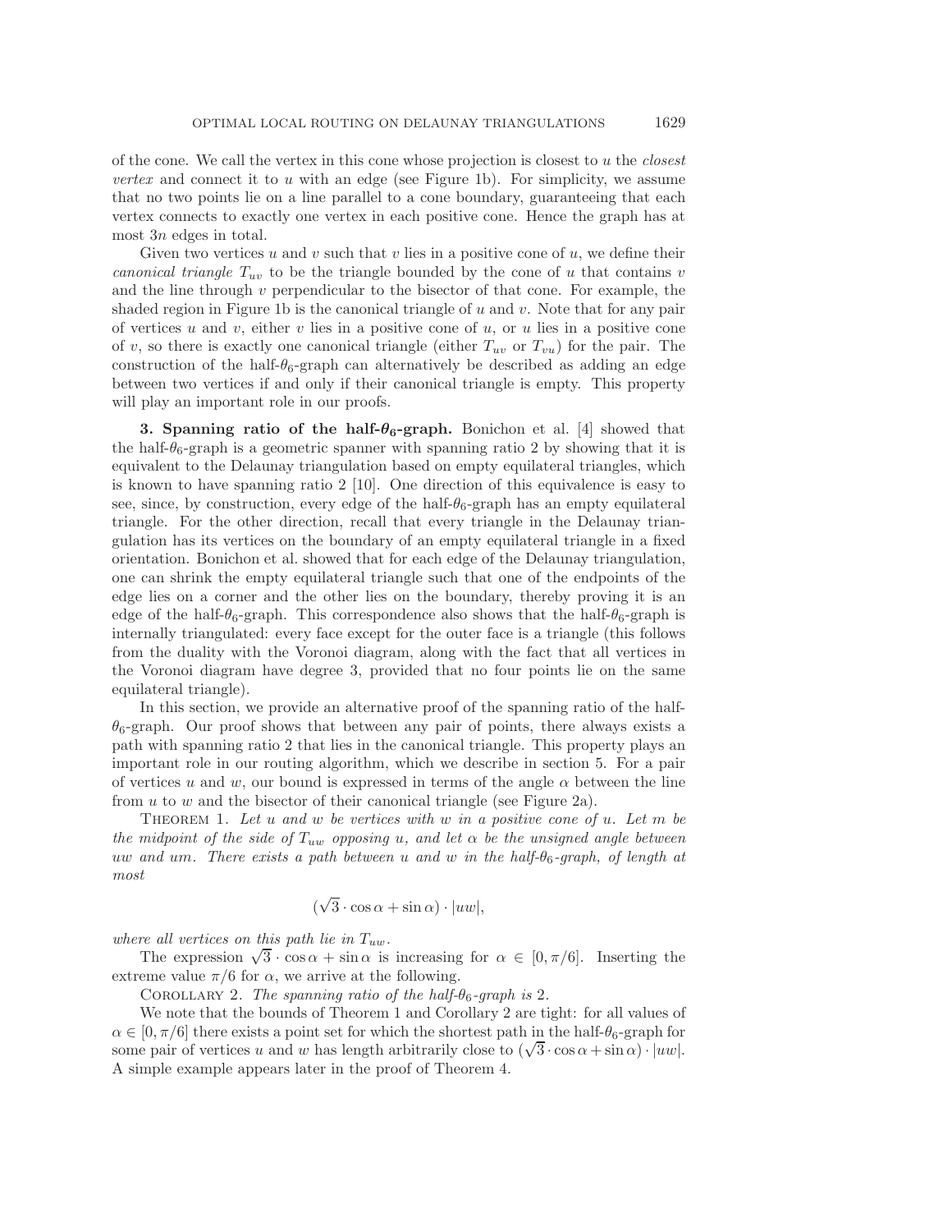of the cone. We call the vertex in this cone whose projection is closest to $u$ the *closest vertex* and connect it to $u$ with an edge (see Figure 1b). For simplicity, we assume that no two points lie on a line parallel to a cone boundary, guaranteeing that each vertex connects to exactly one vertex in each positive cone. Hence the graph has at most $3n$ edges in total.

Given two vertices $u$ and $v$ such that $v$ lies in a positive cone of $u$, we define their *canonical triangle* $T_{uv}$ to be the triangle bounded by the cone of $u$ that contains $v$ and the line through $v$ perpendicular to the bisector of that cone. For example, the shaded region in Figure 1b is the canonical triangle of $u$ and $v$. Note that for any pair of vertices $u$ and $v$, either $v$ lies in a positive cone of $u$, or $u$ lies in a positive cone of $v$, so there is exactly one canonical triangle (either $T_{uv}$ or $T_{vu}$) for the pair. The construction of the half-$\theta_6$-graph can alternatively be described as adding an edge between two vertices if and only if their canonical triangle is empty. This property will play an important role in our proofs.

## 3. Spanning ratio of the half-$\theta_6$-graph.

Bonichon et al. [4] showed that the half-$\theta_6$-graph is a geometric spanner with spanning ratio 2 by showing that it is equivalent to the Delaunay triangulation based on empty equilateral triangles, which is known to have spanning ratio 2 [10]. One direction of this equivalence is easy to see, since, by construction, every edge of the half-$\theta_6$-graph has an empty equilateral triangle. For the other direction, recall that every triangle in the Delaunay triangulation has its vertices on the boundary of an empty equilateral triangle in a fixed orientation. Bonichon et al. showed that for each edge of the Delaunay triangulation, one can shrink the empty equilateral triangle such that one of the endpoints of the edge lies on a corner and the other lies on the boundary, thereby proving it is an edge of the half-$\theta_6$-graph. This correspondence also shows that the half-$\theta_6$-graph is internally triangulated: every face except for the outer face is a triangle (this follows from the duality with the Voronoi diagram, along with the fact that all vertices in the Voronoi diagram have degree 3, provided that no four points lie on the same equilateral triangle).

In this section, we provide an alternative proof of the spanning ratio of the half-$\theta_6$-graph. Our proof shows that between any pair of points, there always exists a path with spanning ratio 2 that lies in the canonical triangle. This property plays an important role in our routing algorithm, which we describe in section 5. For a pair of vertices $u$ and $w$, our bound is expressed in terms of the angle $\alpha$ between the line from $u$ to $w$ and the bisector of their canonical triangle (see Figure 2a).

THEOREM 1. *Let $u$ and $w$ be vertices with $w$ in a positive cone of $u$. Let $m$ be the midpoint of the side of $T_{uw}$ opposing $u$, and let $\alpha$ be the unsigned angle between $uw$ and $um$. There exists a path between $u$ and $w$ in the half-$\theta_6$-graph, of length at most*

$$(\sqrt{3} \cdot \cos\alpha + \sin\alpha) \cdot |uw|,$$

*where all vertices on this path lie in $T_{uw}$.*

The expression $\sqrt{3} \cdot \cos\alpha + \sin\alpha$ is increasing for $\alpha \in [0, \pi/6]$. Inserting the extreme value $\pi/6$ for $\alpha$, we arrive at the following.

COROLLARY 2. *The spanning ratio of the half-$\theta_6$-graph is 2.*

We note that the bounds of Theorem 1 and Corollary 2 are tight: for all values of $\alpha \in [0, \pi/6]$ there exists a point set for which the shortest path in the half-$\theta_6$-graph for some pair of vertices $u$ and $w$ has length arbitrarily close to $(\sqrt{3} \cdot \cos\alpha + \sin\alpha) \cdot |uw|$. A simple example appears later in the proof of Theorem 4.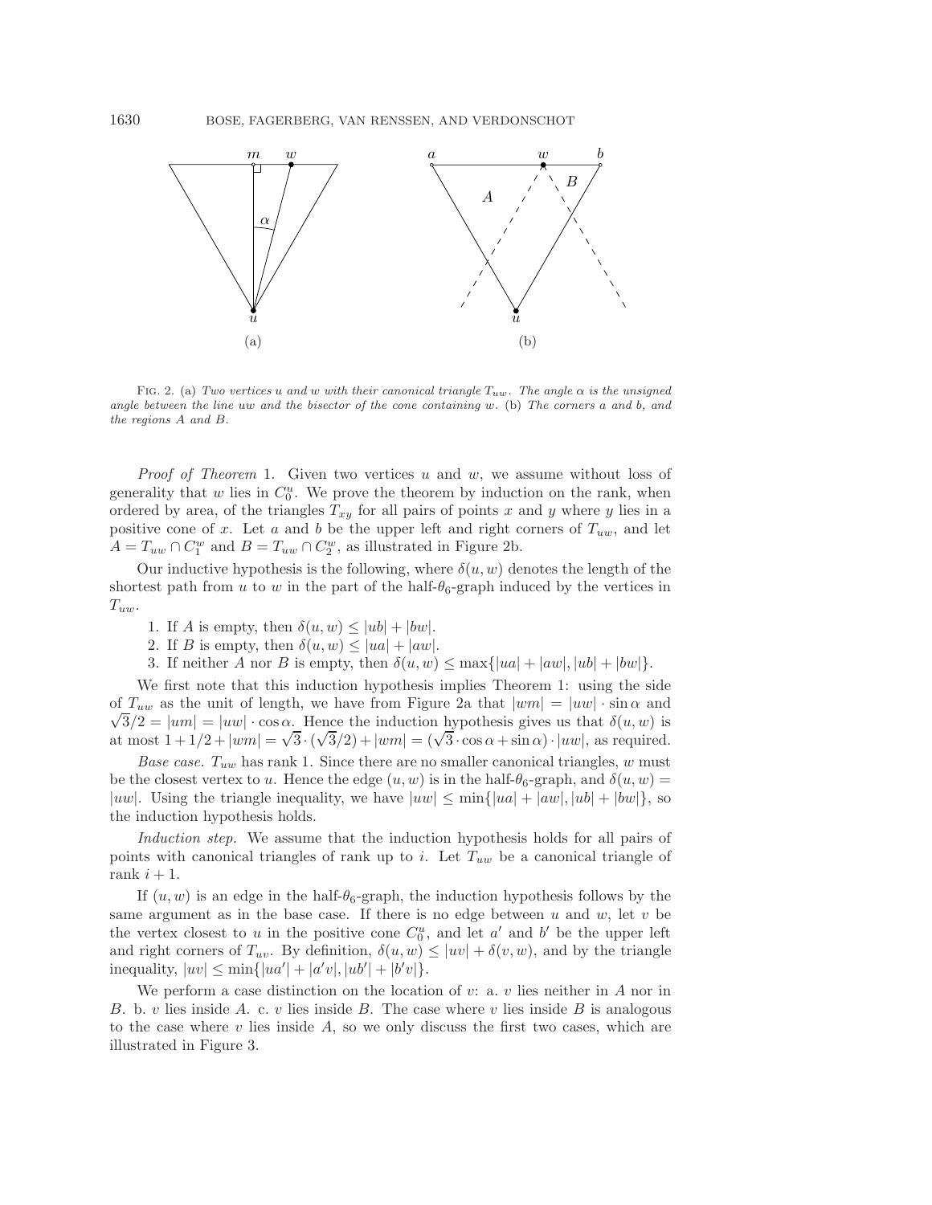FIG. 2. (a) *Two vertices $u$ and $w$ with their canonical triangle $T_{uw}$. The angle $\alpha$ is the unsigned angle between the line $uw$ and the bisector of the cone containing $w$.* (b) *The corners $a$ and $b$, and the regions $A$ and $B$.*

*Proof of Theorem* 1. Given two vertices $u$ and $w$, we assume without loss of generality that $w$ lies in $C_0^u$. We prove the theorem by induction on the rank, when ordered by area, of the triangles $T_{xy}$ for all pairs of points $x$ and $y$ where $y$ lies in a positive cone of $x$. Let $a$ and $b$ be the upper left and right corners of $T_{uw}$, and let $A = T_{uw} \cap C_1^w$ and $B = T_{uw} \cap C_2^w$, as illustrated in Figure 2b.

Our inductive hypothesis is the following, where $\delta(u, w)$ denotes the length of the shortest path from $u$ to $w$ in the part of the half-$\theta_6$-graph induced by the vertices in $T_{uw}$.

1. If $A$ is empty, then $\delta(u, w) \leq |ub| + |bw|$.
2. If $B$ is empty, then $\delta(u, w) \leq |ua| + |aw|$.
3. If neither $A$ nor $B$ is empty, then $\delta(u, w) \leq \max\{|ua| + |aw|, |ub| + |bw|\}$.

We first note that this induction hypothesis implies Theorem 1: using the side of $T_{uw}$ as the unit of length, we have from Figure 2a that $|wm| = |uw| \cdot \sin\alpha$ and $\sqrt{3}/2 = |um| = |uw| \cdot \cos\alpha$. Hence the induction hypothesis gives us that $\delta(u, w)$ is at most $1 + 1/2 + |wm| = \sqrt{3} \cdot (\sqrt{3}/2) + |wm| = (\sqrt{3} \cdot \cos\alpha + \sin\alpha) \cdot |uw|$, as required.

*Base case.* $T_{uw}$ has rank 1. Since there are no smaller canonical triangles, $w$ must be the closest vertex to $u$. Hence the edge $(u, w)$ is in the half-$\theta_6$-graph, and $\delta(u, w) = |uw|$. Using the triangle inequality, we have $|uw| \leq \min\{|ua| + |aw|, |ub| + |bw|\}$, so the induction hypothesis holds.

*Induction step.* We assume that the induction hypothesis holds for all pairs of points with canonical triangles of rank up to $i$. Let $T_{uw}$ be a canonical triangle of rank $i + 1$.

If $(u, w)$ is an edge in the half-$\theta_6$-graph, the induction hypothesis follows by the same argument as in the base case. If there is no edge between $u$ and $w$, let $v$ be the vertex closest to $u$ in the positive cone $C_0^u$, and let $a'$ and $b'$ be the upper left and right corners of $T_{uv}$. By definition, $\delta(u, w) \leq |uv| + \delta(v, w)$, and by the triangle inequality, $|uv| \leq \min\{|ua'| + |a'v|, |ub'| + |b'v|\}$.

We perform a case distinction on the location of $v$: a. $v$ lies neither in $A$ nor in $B$. b. $v$ lies inside $A$. c. $v$ lies inside $B$. The case where $v$ lies inside $B$ is analogous to the case where $v$ lies inside $A$, so we only discuss the first two cases, which are illustrated in Figure 3.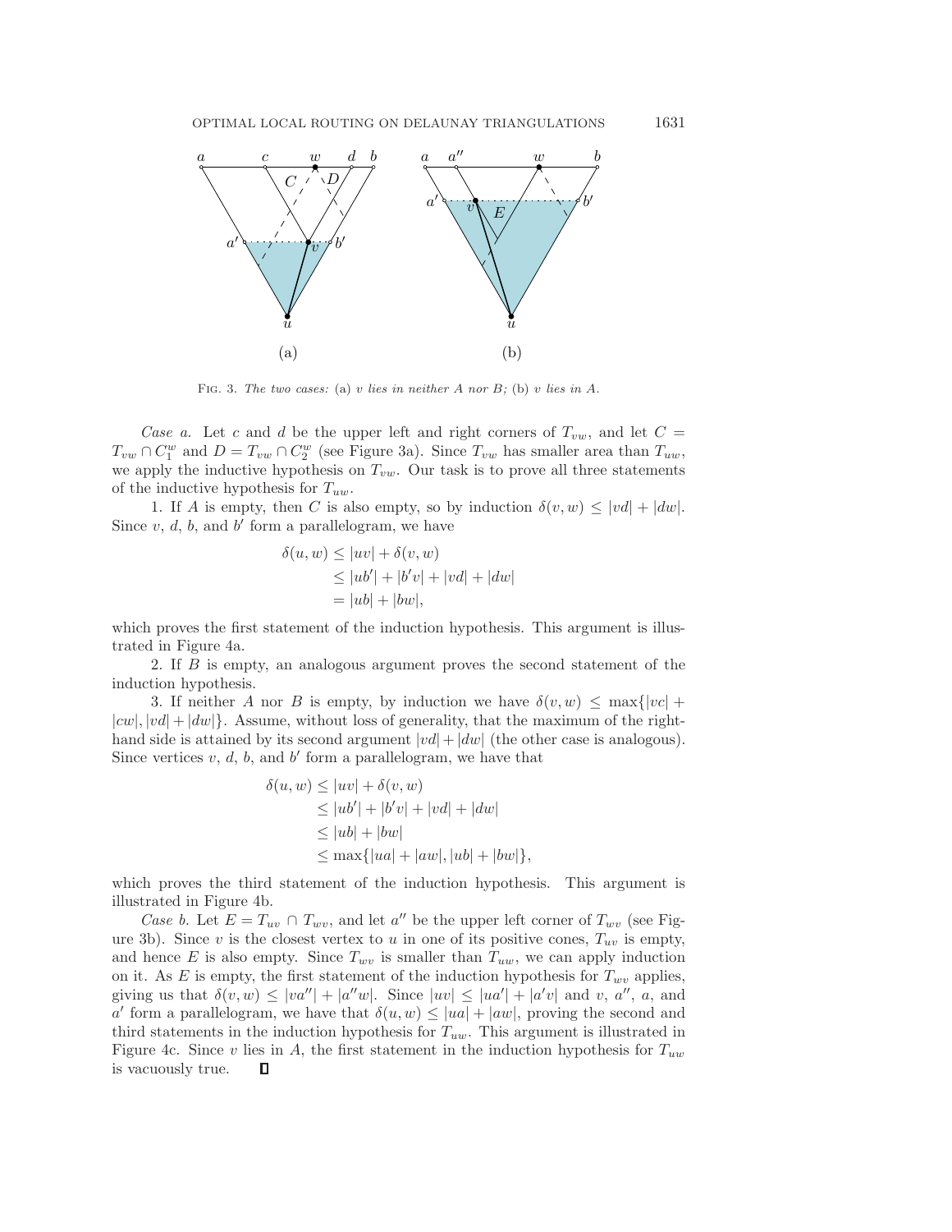FIG. 3. *The two cases:* (a) *v lies in neither A nor B;* (b) *v lies in A.*

*Case a.* Let $c$ and $d$ be the upper left and right corners of $T_{vw}$, and let $C = T_{vw} \cap C_1^w$ and $D = T_{vw} \cap C_2^w$ (see Figure 3a). Since $T_{vw}$ has smaller area than $T_{uw}$, we apply the inductive hypothesis on $T_{vw}$. Our task is to prove all three statements of the inductive hypothesis for $T_{uw}$.

1. If $A$ is empty, then $C$ is also empty, so by induction $\delta(v, w) \leq |vd| + |dw|$. Since $v$, $d$, $b$, and $b'$ form a parallelogram, we have

$$\begin{aligned}
\delta(u, w) &\leq |uv| + \delta(v, w) \\
&\leq |ub'| + |b'v| + |vd| + |dw| \\
&= |ub| + |bw|,
\end{aligned}$$

which proves the first statement of the induction hypothesis. This argument is illustrated in Figure 4a.

2. If $B$ is empty, an analogous argument proves the second statement of the induction hypothesis.

3. If neither $A$ nor $B$ is empty, by induction we have $\delta(v, w) \leq \max\{|vc| + |cw|, |vd| + |dw|\}$. Assume, without loss of generality, that the maximum of the right-hand side is attained by its second argument $|vd| + |dw|$ (the other case is analogous). Since vertices $v$, $d$, $b$, and $b'$ form a parallelogram, we have that

$$\begin{aligned}
\delta(u, w) &\leq |uv| + \delta(v, w) \\
&\leq |ub'| + |b'v| + |vd| + |dw| \\
&\leq |ub| + |bw| \\
&\leq \max\{|ua| + |aw|, |ub| + |bw|\},
\end{aligned}$$

which proves the third statement of the induction hypothesis. This argument is illustrated in Figure 4b.

*Case b.* Let $E = T_{uv} \cap T_{wv}$, and let $a''$ be the upper left corner of $T_{wv}$ (see Figure 3b). Since $v$ is the closest vertex to $u$ in one of its positive cones, $T_{uv}$ is empty, and hence $E$ is also empty. Since $T_{wv}$ is smaller than $T_{uw}$, we can apply induction on it. As $E$ is empty, the first statement of the induction hypothesis for $T_{wv}$ applies, giving us that $\delta(v, w) \leq |va''| + |a''w|$. Since $|uv| \leq |ua'| + |a'v|$ and $v$, $a''$, $a$, and $a'$ form a parallelogram, we have that $\delta(u, w) \leq |ua| + |aw|$, proving the second and third statements in the induction hypothesis for $T_{uw}$. This argument is illustrated in Figure 4c. Since $v$ lies in $A$, the first statement in the induction hypothesis for $T_{uw}$ is vacuously true. ∎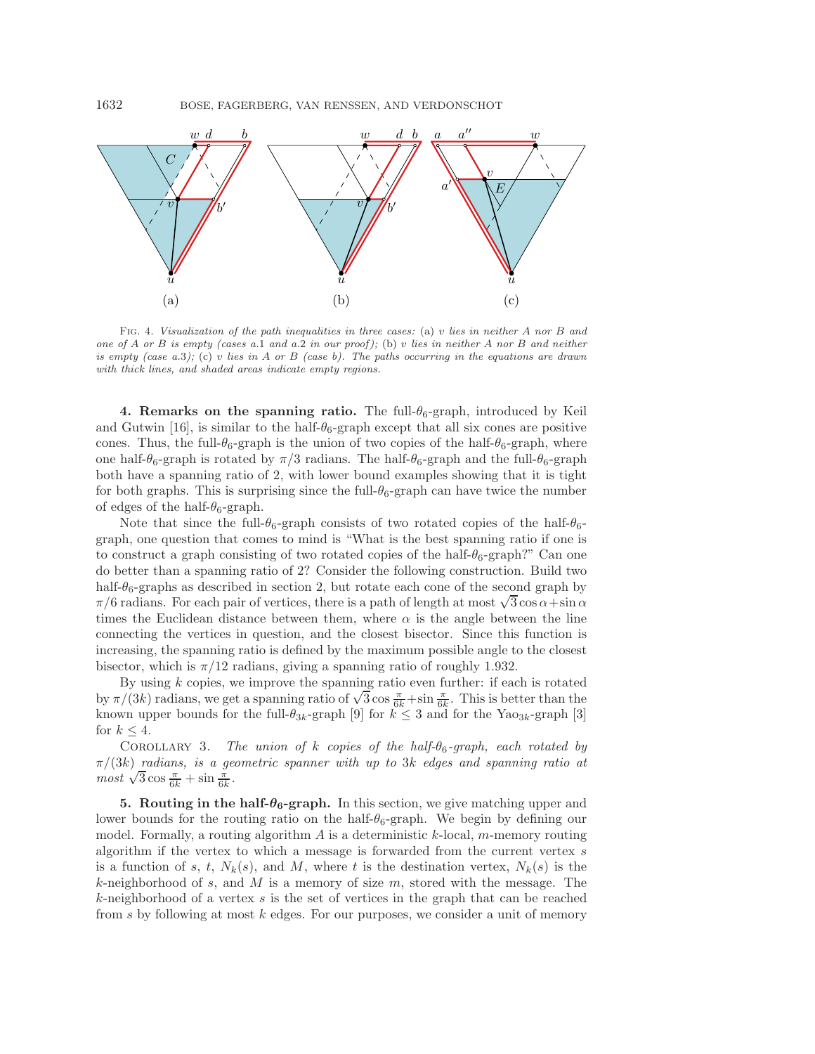Fig. 4. *Visualization of the path inequalities in three cases:* (a) *$v$ lies in neither $A$ nor $B$ and one of $A$ or $B$ is empty (cases a.1 and a.2 in our proof);* (b) *$v$ lies in neither $A$ nor $B$ and neither is empty (case a.3);* (c) *$v$ lies in $A$ or $B$ (case b). The paths occurring in the equations are drawn with thick lines, and shaded areas indicate empty regions.*

## 4. Remarks on the spanning ratio.

The full-$\theta_6$-graph, introduced by Keil and Gutwin [16], is similar to the half-$\theta_6$-graph except that all six cones are positive cones. Thus, the full-$\theta_6$-graph is the union of two copies of the half-$\theta_6$-graph, where one half-$\theta_6$-graph is rotated by $\pi/3$ radians. The half-$\theta_6$-graph and the full-$\theta_6$-graph both have a spanning ratio of 2, with lower bound examples showing that it is tight for both graphs. This is surprising since the full-$\theta_6$-graph can have twice the number of edges of the half-$\theta_6$-graph.

Note that since the full-$\theta_6$-graph consists of two rotated copies of the half-$\theta_6$-graph, one question that comes to mind is "What is the best spanning ratio if one is to construct a graph consisting of two rotated copies of the half-$\theta_6$-graph?" Can one do better than a spanning ratio of 2? Consider the following construction. Build two half-$\theta_6$-graphs as described in section 2, but rotate each cone of the second graph by $\pi/6$ radians. For each pair of vertices, there is a path of length at most $\sqrt{3}\cos\alpha + \sin\alpha$ times the Euclidean distance between them, where $\alpha$ is the angle between the line connecting the vertices in question, and the closest bisector. Since this function is increasing, the spanning ratio is defined by the maximum possible angle to the closest bisector, which is $\pi/12$ radians, giving a spanning ratio of roughly 1.932.

By using $k$ copies, we improve the spanning ratio even further: if each is rotated by $\pi/(3k)$ radians, we get a spanning ratio of $\sqrt{3}\cos\frac{\pi}{6k} + \sin\frac{\pi}{6k}$. This is better than the known upper bounds for the full-$\theta_{3k}$-graph [9] for $k \leq 3$ and for the Yao$_{3k}$-graph [3] for $k \leq 4$.

Corollary 3. *The union of $k$ copies of the half-$\theta_6$-graph, each rotated by $\pi/(3k)$ radians, is a geometric spanner with up to $3k$ edges and spanning ratio at most $\sqrt{3}\cos\frac{\pi}{6k} + \sin\frac{\pi}{6k}$.*

## 5. Routing in the half-$\theta_6$-graph.

In this section, we give matching upper and lower bounds for the routing ratio on the half-$\theta_6$-graph. We begin by defining our model. Formally, a routing algorithm $A$ is a deterministic $k$-local, $m$-memory routing algorithm if the vertex to which a message is forwarded from the current vertex $s$ is a function of $s$, $t$, $N_k(s)$, and $M$, where $t$ is the destination vertex, $N_k(s)$ is the $k$-neighborhood of $s$, and $M$ is a memory of size $m$, stored with the message. The $k$-neighborhood of a vertex $s$ is the set of vertices in the graph that can be reached from $s$ by following at most $k$ edges. For our purposes, we consider a unit of memory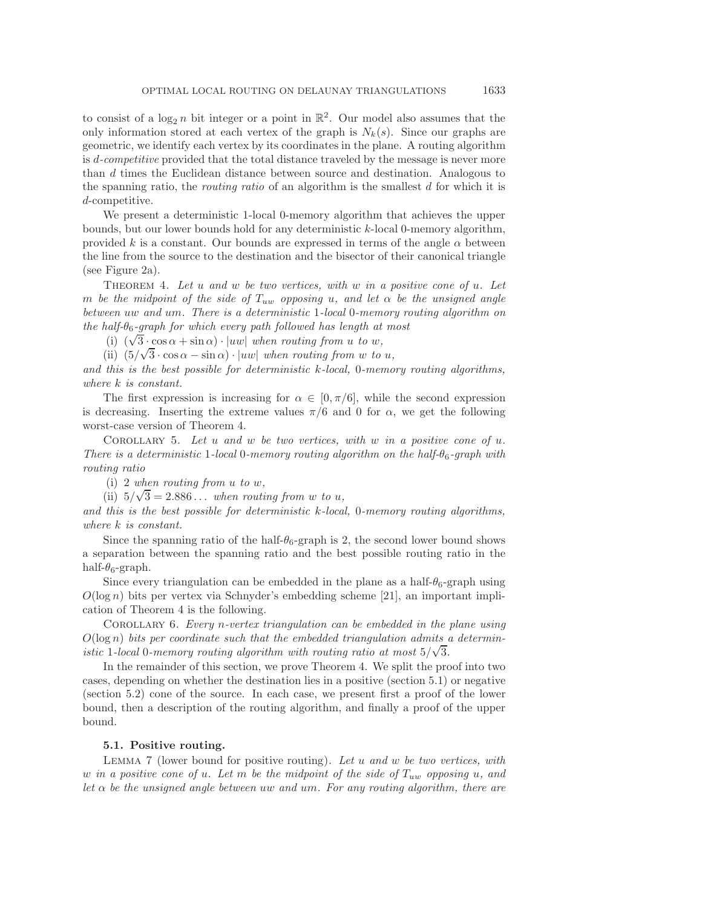to consist of a $\log_2 n$ bit integer or a point in $\mathbb{R}^2$. Our model also assumes that the only information stored at each vertex of the graph is $N_k(s)$. Since our graphs are geometric, we identify each vertex by its coordinates in the plane. A routing algorithm is *d-competitive* provided that the total distance traveled by the message is never more than $d$ times the Euclidean distance between source and destination. Analogous to the spanning ratio, the *routing ratio* of an algorithm is the smallest $d$ for which it is $d$-competitive.

We present a deterministic 1-local 0-memory algorithm that achieves the upper bounds, but our lower bounds hold for any deterministic $k$-local 0-memory algorithm, provided $k$ is a constant. Our bounds are expressed in terms of the angle $\alpha$ between the line from the source to the destination and the bisector of their canonical triangle (see Figure 2a).

THEOREM 4. *Let $u$ and $w$ be two vertices, with $w$ in a positive cone of $u$. Let $m$ be the midpoint of the side of $T_{uw}$ opposing $u$, and let $\alpha$ be the unsigned angle between $uw$ and $um$. There is a deterministic* 1*-local* 0*-memory routing algorithm on the half-$\theta_6$-graph for which every path followed has length at most*

(i) $(\sqrt{3} \cdot \cos\alpha + \sin\alpha) \cdot |uw|$ *when routing from $u$ to $w$,*

(ii) $(5/\sqrt{3} \cdot \cos\alpha - \sin\alpha) \cdot |uw|$ *when routing from $w$ to $u$,*

*and this is the best possible for deterministic $k$-local,* 0*-memory routing algorithms, where $k$ is constant.*

The first expression is increasing for $\alpha \in [0, \pi/6]$, while the second expression is decreasing. Inserting the extreme values $\pi/6$ and $0$ for $\alpha$, we get the following worst-case version of Theorem 4.

COROLLARY 5. *Let $u$ and $w$ be two vertices, with $w$ in a positive cone of $u$. There is a deterministic* 1*-local* 0*-memory routing algorithm on the half-$\theta_6$-graph with routing ratio*

(i) 2 *when routing from $u$ to $w$,*

(ii) $5/\sqrt{3} = 2.886\ldots$ *when routing from $w$ to $u$,*

*and this is the best possible for deterministic $k$-local,* 0*-memory routing algorithms, where $k$ is constant.*

Since the spanning ratio of the half-$\theta_6$-graph is 2, the second lower bound shows a separation between the spanning ratio and the best possible routing ratio in the half-$\theta_6$-graph.

Since every triangulation can be embedded in the plane as a half-$\theta_6$-graph using $O(\log n)$ bits per vertex via Schnyder's embedding scheme [21], an important implication of Theorem 4 is the following.

COROLLARY 6. *Every $n$-vertex triangulation can be embedded in the plane using $O(\log n)$ bits per coordinate such that the embedded triangulation admits a deterministic* 1*-local* 0*-memory routing algorithm with routing ratio at most $5/\sqrt{3}$.*

In the remainder of this section, we prove Theorem 4. We split the proof into two cases, depending on whether the destination lies in a positive (section 5.1) or negative (section 5.2) cone of the source. In each case, we present first a proof of the lower bound, then a description of the routing algorithm, and finally a proof of the upper bound.

### 5.1. Positive routing.

LEMMA 7 (lower bound for positive routing). *Let $u$ and $w$ be two vertices, with $w$ in a positive cone of $u$. Let $m$ be the midpoint of the side of $T_{uw}$ opposing $u$, and let $\alpha$ be the unsigned angle between $uw$ and $um$. For any routing algorithm, there are*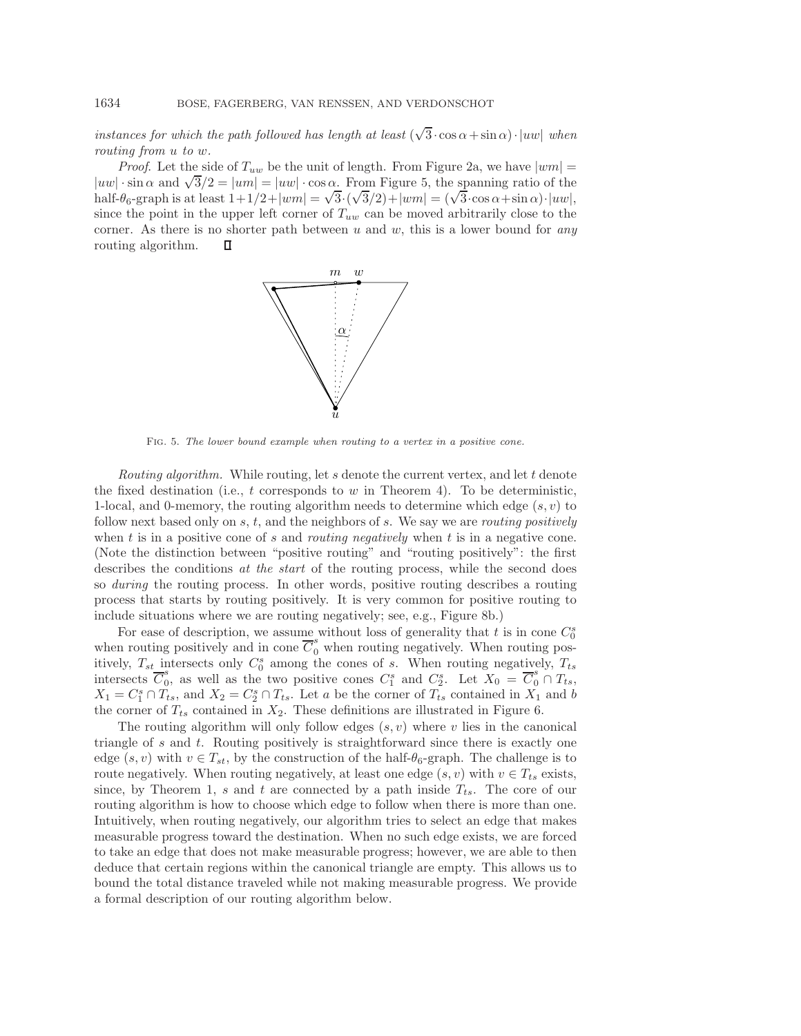*instances for which the path followed has length at least* $(\sqrt{3} \cdot \cos\alpha + \sin\alpha) \cdot |uw|$ *when routing from* $u$ *to* $w$.

*Proof.* Let the side of $T_{uw}$ be the unit of length. From Figure 2a, we have $|wm| = |uw| \cdot \sin\alpha$ and $\sqrt{3}/2 = |um| = |uw| \cdot \cos\alpha$. From Figure 5, the spanning ratio of the half-$\theta_6$-graph is at least $1+1/2+|wm| = \sqrt{3}\cdot(\sqrt{3}/2)+|wm| = (\sqrt{3}\cdot\cos\alpha+\sin\alpha)\cdot|uw|$, since the point in the upper left corner of $T_{uw}$ can be moved arbitrarily close to the corner. As there is no shorter path between $u$ and $w$, this is a lower bound for *any* routing algorithm. ∎

Fig. 5. *The lower bound example when routing to a vertex in a positive cone.*

*Routing algorithm.* While routing, let $s$ denote the current vertex, and let $t$ denote the fixed destination (i.e., $t$ corresponds to $w$ in Theorem 4). To be deterministic, 1-local, and 0-memory, the routing algorithm needs to determine which edge $(s, v)$ to follow next based only on $s$, $t$, and the neighbors of $s$. We say we are *routing positively* when $t$ is in a positive cone of $s$ and *routing negatively* when $t$ is in a negative cone. (Note the distinction between "positive routing" and "routing positively": the first describes the conditions *at the start* of the routing process, while the second does so *during* the routing process. In other words, positive routing describes a routing process that starts by routing positively. It is very common for positive routing to include situations where we are routing negatively; see, e.g., Figure 8b.)

For ease of description, we assume without loss of generality that $t$ is in cone $C_0^s$ when routing positively and in cone $\overline{C}_0^s$ when routing negatively. When routing positively, $T_{st}$ intersects only $C_0^s$ among the cones of $s$. When routing negatively, $T_{ts}$ intersects $\overline{C}_0^s$, as well as the two positive cones $C_1^s$ and $C_2^s$. Let $X_0 = \overline{C}_0^s \cap T_{ts}$, $X_1 = C_1^s \cap T_{ts}$, and $X_2 = C_2^s \cap T_{ts}$. Let $a$ be the corner of $T_{ts}$ contained in $X_1$ and $b$ the corner of $T_{ts}$ contained in $X_2$. These definitions are illustrated in Figure 6.

The routing algorithm will only follow edges $(s, v)$ where $v$ lies in the canonical triangle of $s$ and $t$. Routing positively is straightforward since there is exactly one edge $(s, v)$ with $v \in T_{st}$, by the construction of the half-$\theta_6$-graph. The challenge is to route negatively. When routing negatively, at least one edge $(s, v)$ with $v \in T_{ts}$ exists, since, by Theorem 1, $s$ and $t$ are connected by a path inside $T_{ts}$. The core of our routing algorithm is how to choose which edge to follow when there is more than one. Intuitively, when routing negatively, our algorithm tries to select an edge that makes measurable progress toward the destination. When no such edge exists, we are forced to take an edge that does not make measurable progress; however, we are able to then deduce that certain regions within the canonical triangle are empty. This allows us to bound the total distance traveled while not making measurable progress. We provide a formal description of our routing algorithm below.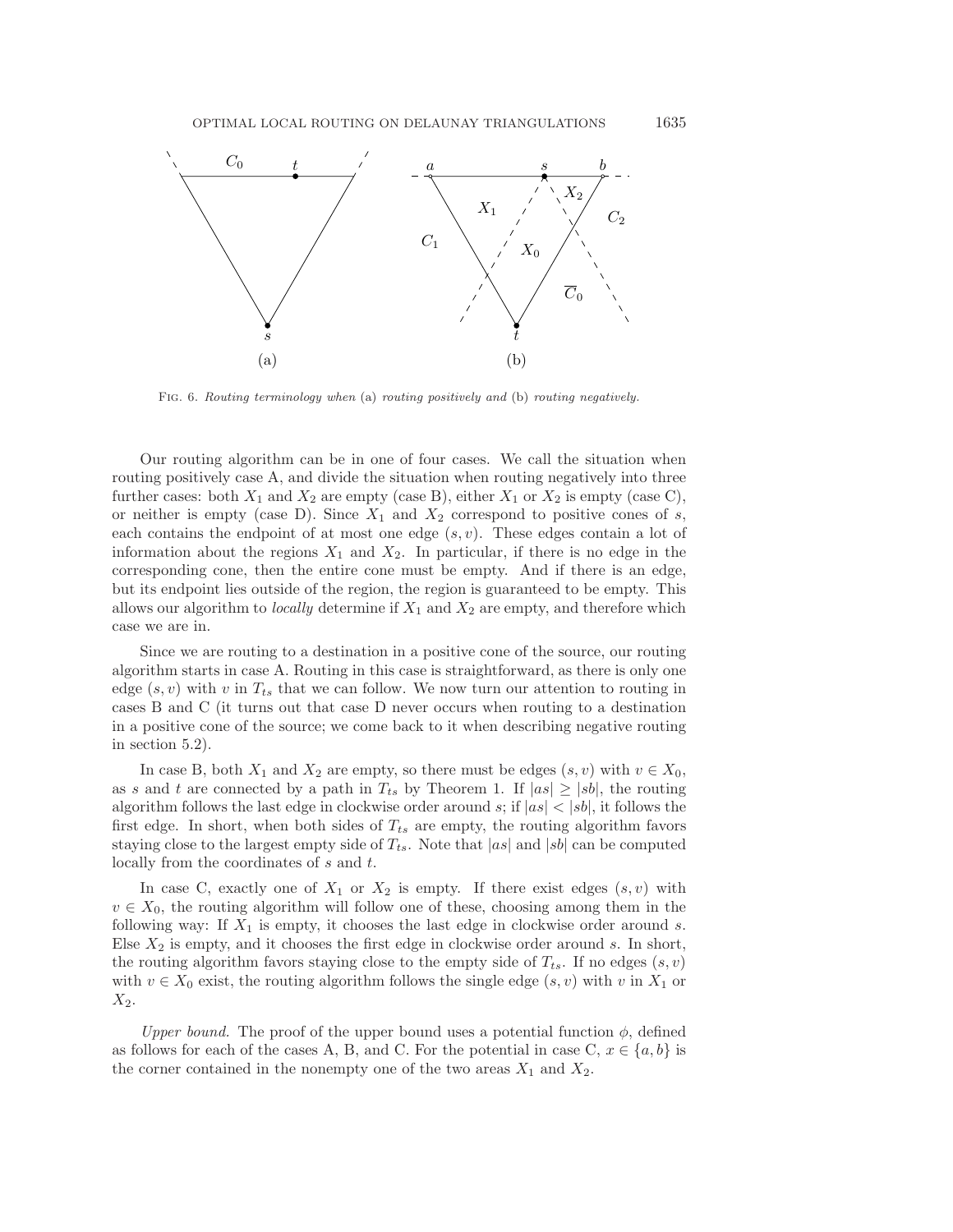FIG. 6. *Routing terminology when* (a) *routing positively and* (b) *routing negatively.*

Our routing algorithm can be in one of four cases. We call the situation when routing positively case A, and divide the situation when routing negatively into three further cases: both $X_1$ and $X_2$ are empty (case B), either $X_1$ or $X_2$ is empty (case C), or neither is empty (case D). Since $X_1$ and $X_2$ correspond to positive cones of $s$, each contains the endpoint of at most one edge $(s, v)$. These edges contain a lot of information about the regions $X_1$ and $X_2$. In particular, if there is no edge in the corresponding cone, then the entire cone must be empty. And if there is an edge, but its endpoint lies outside of the region, the region is guaranteed to be empty. This allows our algorithm to *locally* determine if $X_1$ and $X_2$ are empty, and therefore which case we are in.

Since we are routing to a destination in a positive cone of the source, our routing algorithm starts in case A. Routing in this case is straightforward, as there is only one edge $(s, v)$ with $v$ in $T_{ts}$ that we can follow. We now turn our attention to routing in cases B and C (it turns out that case D never occurs when routing to a destination in a positive cone of the source; we come back to it when describing negative routing in section 5.2).

In case B, both $X_1$ and $X_2$ are empty, so there must be edges $(s, v)$ with $v \in X_0$, as $s$ and $t$ are connected by a path in $T_{ts}$ by Theorem 1. If $|as| \geq |sb|$, the routing algorithm follows the last edge in clockwise order around $s$; if $|as| < |sb|$, it follows the first edge. In short, when both sides of $T_{ts}$ are empty, the routing algorithm favors staying close to the largest empty side of $T_{ts}$. Note that $|as|$ and $|sb|$ can be computed locally from the coordinates of $s$ and $t$.

In case C, exactly one of $X_1$ or $X_2$ is empty. If there exist edges $(s, v)$ with $v \in X_0$, the routing algorithm will follow one of these, choosing among them in the following way: If $X_1$ is empty, it chooses the last edge in clockwise order around $s$. Else $X_2$ is empty, and it chooses the first edge in clockwise order around $s$. In short, the routing algorithm favors staying close to the empty side of $T_{ts}$. If no edges $(s, v)$ with $v \in X_0$ exist, the routing algorithm follows the single edge $(s, v)$ with $v$ in $X_1$ or $X_2$.

*Upper bound.* The proof of the upper bound uses a potential function $\phi$, defined as follows for each of the cases A, B, and C. For the potential in case C, $x \in \{a, b\}$ is the corner contained in the nonempty one of the two areas $X_1$ and $X_2$.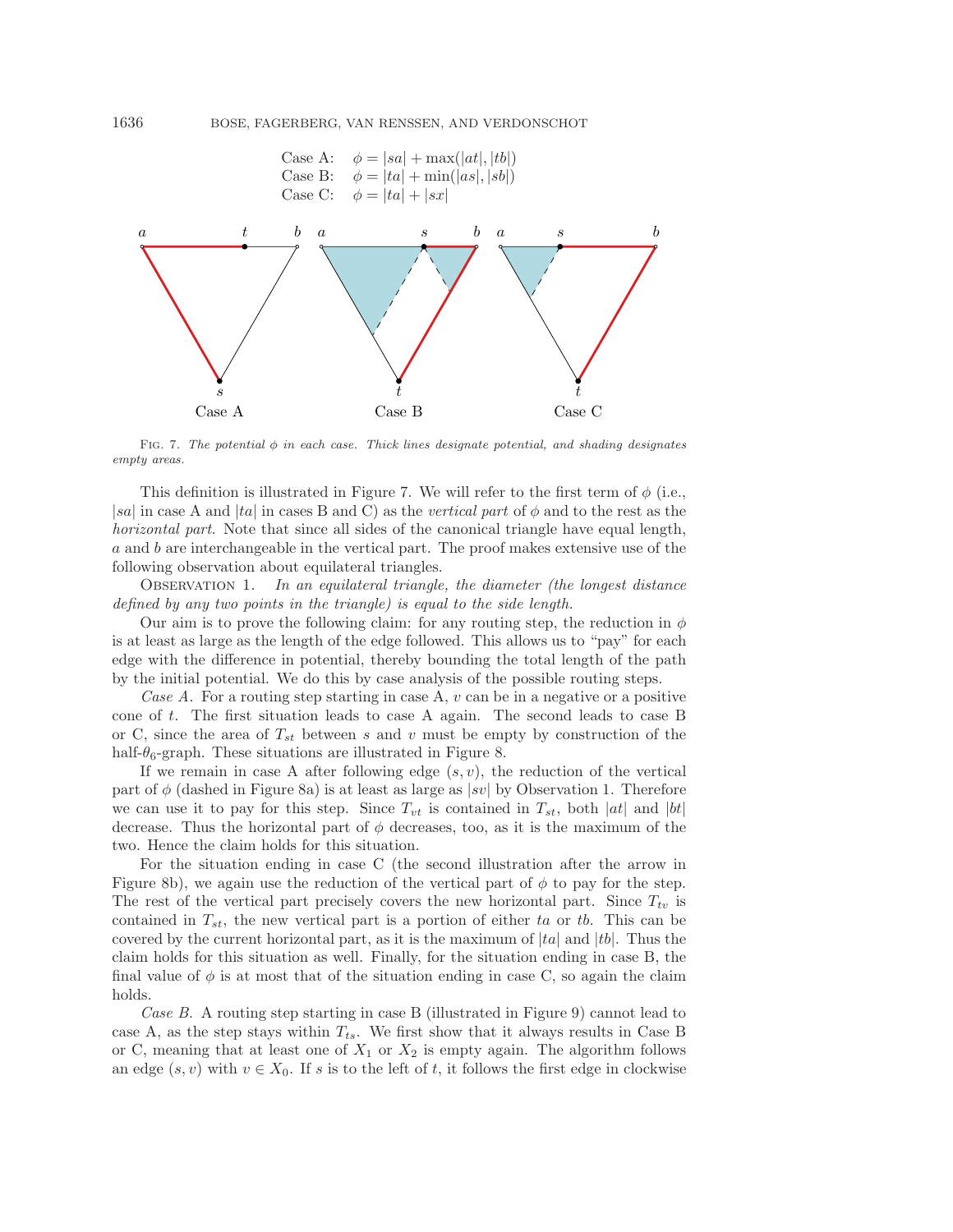Case A: $\phi = |sa| + \max(|at|, |tb|)$
Case B: $\phi = |ta| + \min(|as|, |sb|)$
Case C: $\phi = |ta| + |sx|$

Fig. 7. *The potential $\phi$ in each case. Thick lines designate potential, and shading designates empty areas.*

This definition is illustrated in Figure 7. We will refer to the first term of $\phi$ (i.e., $|sa|$ in case A and $|ta|$ in cases B and C) as the *vertical part* of $\phi$ and to the rest as the *horizontal part*. Note that since all sides of the canonical triangle have equal length, $a$ and $b$ are interchangeable in the vertical part. The proof makes extensive use of the following observation about equilateral triangles.

Observation 1. *In an equilateral triangle, the diameter (the longest distance defined by any two points in the triangle) is equal to the side length.*

Our aim is to prove the following claim: for any routing step, the reduction in $\phi$ is at least as large as the length of the edge followed. This allows us to "pay" for each edge with the difference in potential, thereby bounding the total length of the path by the initial potential. We do this by case analysis of the possible routing steps.

*Case A.* For a routing step starting in case A, $v$ can be in a negative or a positive cone of $t$. The first situation leads to case A again. The second leads to case B or C, since the area of $T_{st}$ between $s$ and $v$ must be empty by construction of the half-$\theta_6$-graph. These situations are illustrated in Figure 8.

If we remain in case A after following edge $(s, v)$, the reduction of the vertical part of $\phi$ (dashed in Figure 8a) is at least as large as $|sv|$ by Observation 1. Therefore we can use it to pay for this step. Since $T_{vt}$ is contained in $T_{st}$, both $|at|$ and $|bt|$ decrease. Thus the horizontal part of $\phi$ decreases, too, as it is the maximum of the two. Hence the claim holds for this situation.

For the situation ending in case C (the second illustration after the arrow in Figure 8b), we again use the reduction of the vertical part of $\phi$ to pay for the step. The rest of the vertical part precisely covers the new horizontal part. Since $T_{tv}$ is contained in $T_{st}$, the new vertical part is a portion of either $ta$ or $tb$. This can be covered by the current horizontal part, as it is the maximum of $|ta|$ and $|tb|$. Thus the claim holds for this situation as well. Finally, for the situation ending in case B, the final value of $\phi$ is at most that of the situation ending in case C, so again the claim holds.

*Case B.* A routing step starting in case B (illustrated in Figure 9) cannot lead to case A, as the step stays within $T_{ts}$. We first show that it always results in Case B or C, meaning that at least one of $X_1$ or $X_2$ is empty again. The algorithm follows an edge $(s, v)$ with $v \in X_0$. If $s$ is to the left of $t$, it follows the first edge in clockwise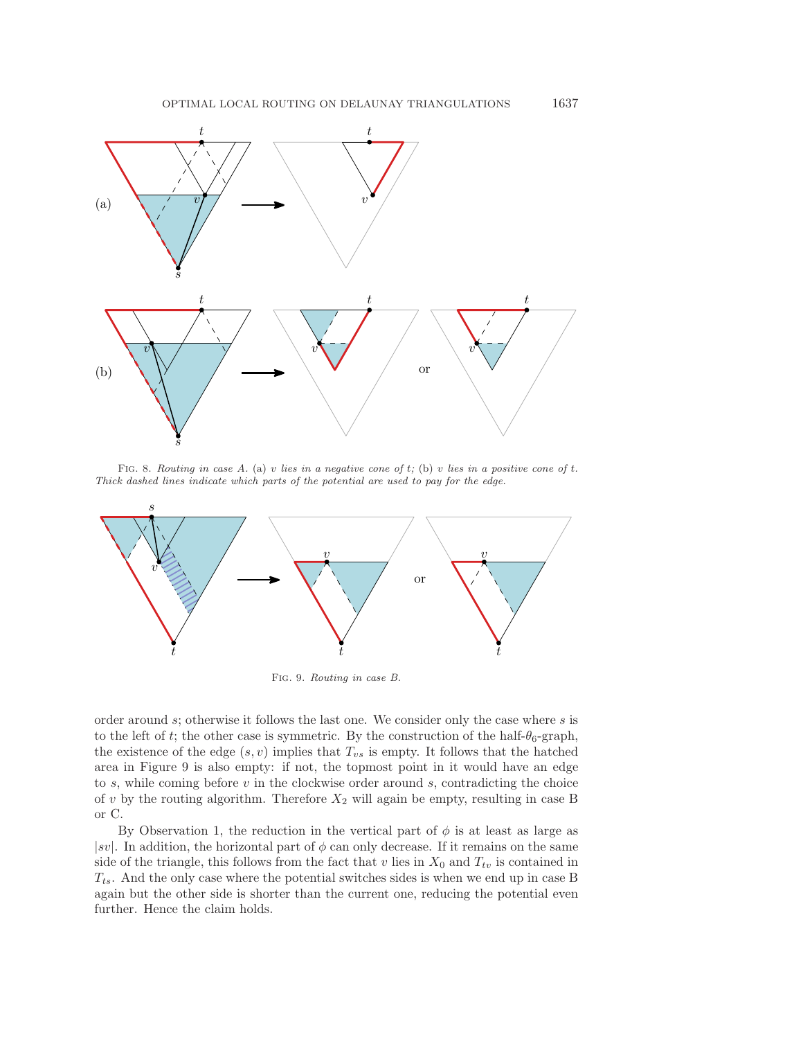FIG. 8. *Routing in case A.* (a) *v lies in a negative cone of t;* (b) *v lies in a positive cone of t. Thick dashed lines indicate which parts of the potential are used to pay for the edge.*

FIG. 9. *Routing in case B.*

order around $s$; otherwise it follows the last one. We consider only the case where $s$ is to the left of $t$; the other case is symmetric. By the construction of the half-$\theta_6$-graph, the existence of the edge $(s, v)$ implies that $T_{vs}$ is empty. It follows that the hatched area in Figure 9 is also empty: if not, the topmost point in it would have an edge to $s$, while coming before $v$ in the clockwise order around $s$, contradicting the choice of $v$ by the routing algorithm. Therefore $X_2$ will again be empty, resulting in case B or C.

By Observation 1, the reduction in the vertical part of $\phi$ is at least as large as $|sv|$. In addition, the horizontal part of $\phi$ can only decrease. If it remains on the same side of the triangle, this follows from the fact that $v$ lies in $X_0$ and $T_{tv}$ is contained in $T_{ts}$. And the only case where the potential switches sides is when we end up in case B again but the other side is shorter than the current one, reducing the potential even further. Hence the claim holds.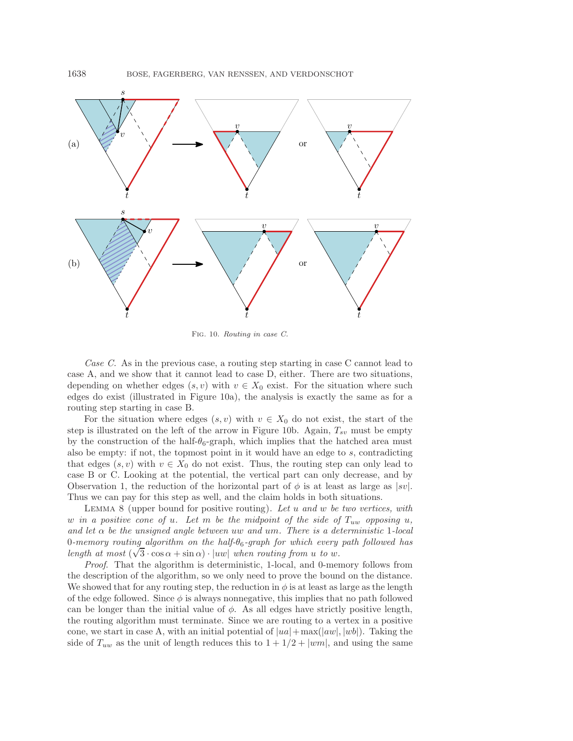FIG. 10. *Routing in case C.*

*Case C.* As in the previous case, a routing step starting in case C cannot lead to case A, and we show that it cannot lead to case D, either. There are two situations, depending on whether edges $(s, v)$ with $v \in X_0$ exist. For the situation where such edges do exist (illustrated in Figure 10a), the analysis is exactly the same as for a routing step starting in case B.

For the situation where edges $(s, v)$ with $v \in X_0$ do not exist, the start of the step is illustrated on the left of the arrow in Figure 10b. Again, $T_{sv}$ must be empty by the construction of the half-$\theta_6$-graph, which implies that the hatched area must also be empty: if not, the topmost point in it would have an edge to $s$, contradicting that edges $(s, v)$ with $v \in X_0$ do not exist. Thus, the routing step can only lead to case B or C. Looking at the potential, the vertical part can only decrease, and by Observation 1, the reduction of the horizontal part of $\phi$ is at least as large as $|sv|$. Thus we can pay for this step as well, and the claim holds in both situations.

LEMMA 8 (upper bound for positive routing). *Let $u$ and $w$ be two vertices, with $w$ in a positive cone of $u$. Let $m$ be the midpoint of the side of $T_{uw}$ opposing $u$, and let $\alpha$ be the unsigned angle between $uw$ and $um$. There is a deterministic 1-local 0-memory routing algorithm on the half-$\theta_6$-graph for which every path followed has length at most $(\sqrt{3} \cdot \cos \alpha + \sin \alpha) \cdot |uw|$ when routing from $u$ to $w$.*

*Proof.* That the algorithm is deterministic, 1-local, and 0-memory follows from the description of the algorithm, so we only need to prove the bound on the distance. We showed that for any routing step, the reduction in $\phi$ is at least as large as the length of the edge followed. Since $\phi$ is always nonnegative, this implies that no path followed can be longer than the initial value of $\phi$. As all edges have strictly positive length, the routing algorithm must terminate. Since we are routing to a vertex in a positive cone, we start in case A, with an initial potential of $|ua| + \max(|aw|, |wb|)$. Taking the side of $T_{uw}$ as the unit of length reduces this to $1 + 1/2 + |wm|$, and using the same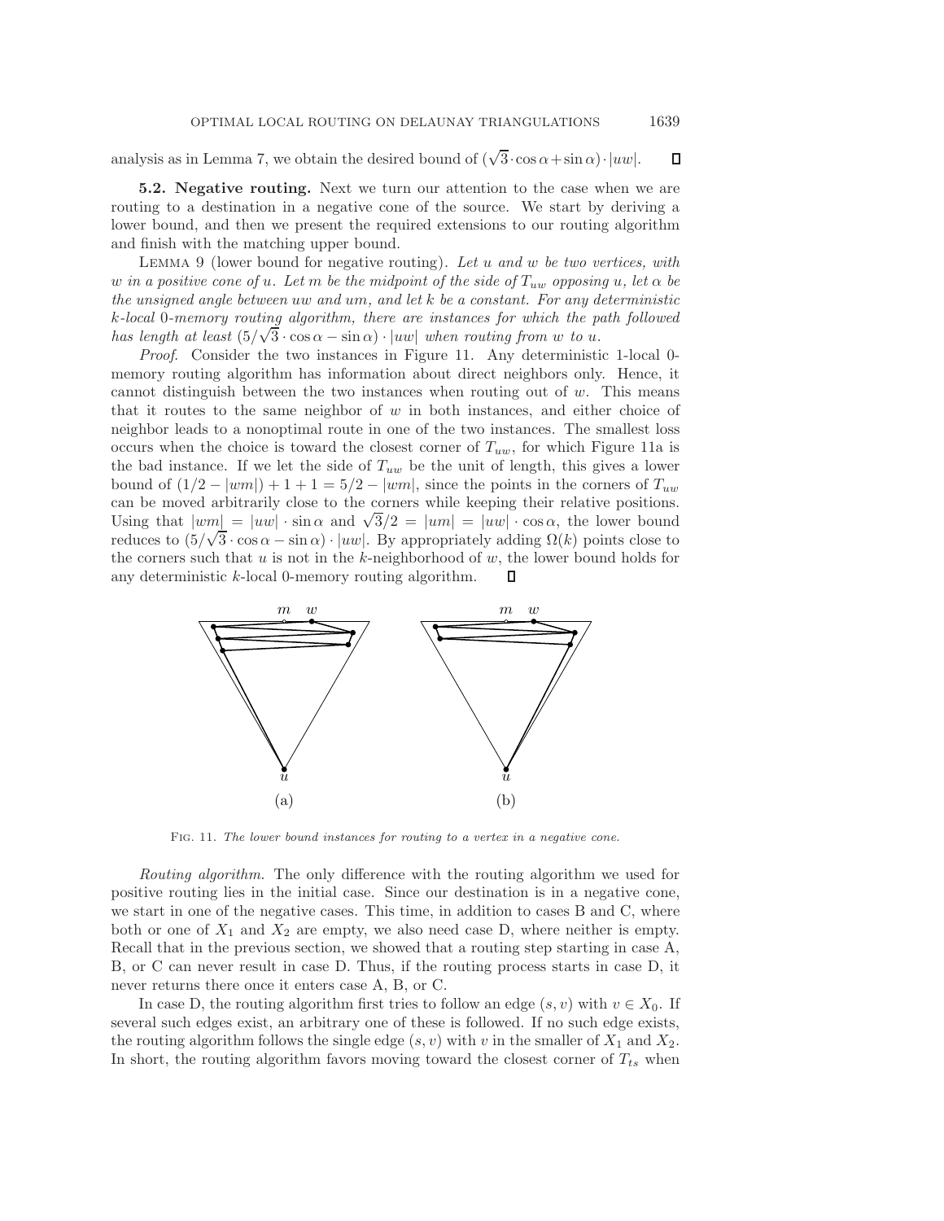analysis as in Lemma 7, we obtain the desired bound of $(\sqrt{3}\cdot\cos\alpha+\sin\alpha)\cdot|uw|$. ∎

**5.2. Negative routing.** Next we turn our attention to the case when we are routing to a destination in a negative cone of the source. We start by deriving a lower bound, and then we present the required extensions to our routing algorithm and finish with the matching upper bound.

LEMMA 9 (lower bound for negative routing). *Let $u$ and $w$ be two vertices, with $w$ in a positive cone of $u$. Let $m$ be the midpoint of the side of $T_{uw}$ opposing $u$, let $\alpha$ be the unsigned angle between $uw$ and $um$, and let $k$ be a constant. For any deterministic $k$-local 0-memory routing algorithm, there are instances for which the path followed has length at least $(5/\sqrt{3}\cdot\cos\alpha-\sin\alpha)\cdot|uw|$ when routing from $w$ to $u$.*

*Proof*. Consider the two instances in Figure 11. Any deterministic 1-local 0-memory routing algorithm has information about direct neighbors only. Hence, it cannot distinguish between the two instances when routing out of $w$. This means that it routes to the same neighbor of $w$ in both instances, and either choice of neighbor leads to a nonoptimal route in one of the two instances. The smallest loss occurs when the choice is toward the closest corner of $T_{uw}$, for which Figure 11a is the bad instance. If we let the side of $T_{uw}$ be the unit of length, this gives a lower bound of $(1/2-|wm|)+1+1=5/2-|wm|$, since the points in the corners of $T_{uw}$ can be moved arbitrarily close to the corners while keeping their relative positions. Using that $|wm|=|uw|\cdot\sin\alpha$ and $\sqrt{3}/2=|um|=|uw|\cdot\cos\alpha$, the lower bound reduces to $(5/\sqrt{3}\cdot\cos\alpha-\sin\alpha)\cdot|uw|$. By appropriately adding $\Omega(k)$ points close to the corners such that $u$ is not in the $k$-neighborhood of $w$, the lower bound holds for any deterministic $k$-local 0-memory routing algorithm. ∎

FIG. 11. *The lower bound instances for routing to a vertex in a negative cone.*

*Routing algorithm.* The only difference with the routing algorithm we used for positive routing lies in the initial case. Since our destination is in a negative cone, we start in one of the negative cases. This time, in addition to cases B and C, where both or one of $X_1$ and $X_2$ are empty, we also need case D, where neither is empty. Recall that in the previous section, we showed that a routing step starting in case A, B, or C can never result in case D. Thus, if the routing process starts in case D, it never returns there once it enters case A, B, or C.

In case D, the routing algorithm first tries to follow an edge $(s,v)$ with $v\in X_0$. If several such edges exist, an arbitrary one of these is followed. If no such edge exists, the routing algorithm follows the single edge $(s,v)$ with $v$ in the smaller of $X_1$ and $X_2$. In short, the routing algorithm favors moving toward the closest corner of $T_{ts}$ when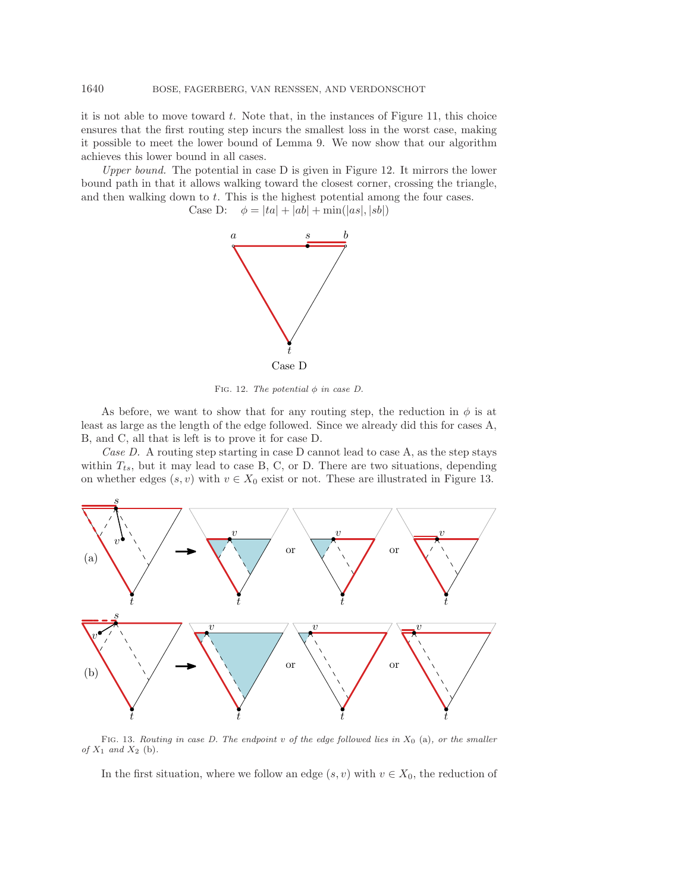it is not able to move toward $t$. Note that, in the instances of Figure 11, this choice ensures that the first routing step incurs the smallest loss in the worst case, making it possible to meet the lower bound of Lemma 9. We now show that our algorithm achieves this lower bound in all cases.

*Upper bound.* The potential in case D is given in Figure 12. It mirrors the lower bound path in that it allows walking toward the closest corner, crossing the triangle, and then walking down to $t$. This is the highest potential among the four cases.

$$\text{Case D:} \quad \phi = |ta| + |ab| + \min(|as|, |sb|)$$

Fig. 12. *The potential $\phi$ in case D.*

As before, we want to show that for any routing step, the reduction in $\phi$ is at least as large as the length of the edge followed. Since we already did this for cases A, B, and C, all that is left is to prove it for case D.

*Case D.* A routing step starting in case D cannot lead to case A, as the step stays within $T_{ts}$, but it may lead to case B, C, or D. There are two situations, depending on whether edges $(s, v)$ with $v \in X_0$ exist or not. These are illustrated in Figure 13.

Fig. 13. *Routing in case D. The endpoint $v$ of the edge followed lies in $X_0$* (a)*, or the smaller of $X_1$ and $X_2$* (b)*.*

In the first situation, where we follow an edge $(s, v)$ with $v \in X_0$, the reduction of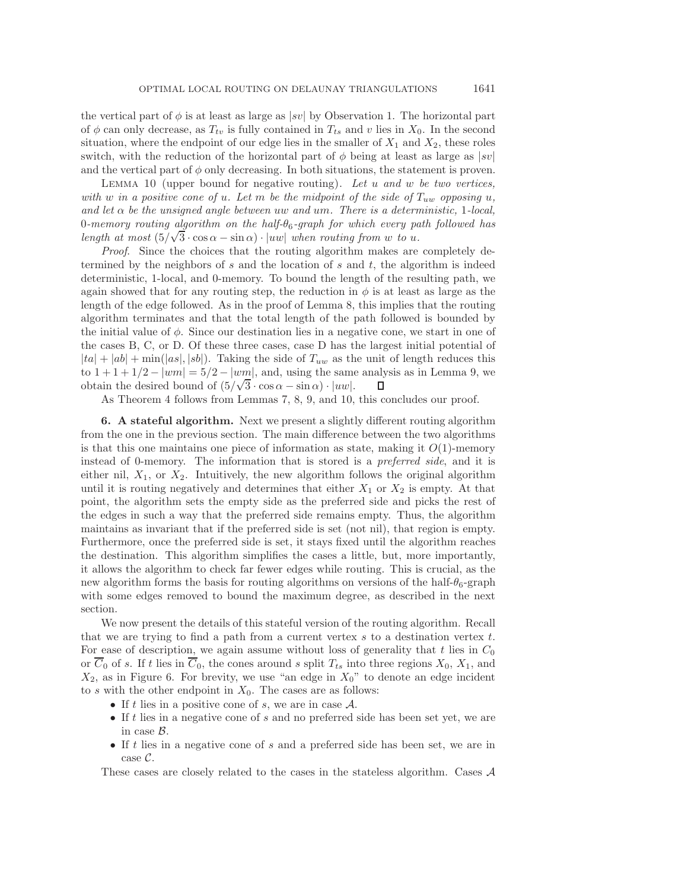the vertical part of $\phi$ is at least as large as $|sv|$ by Observation 1. The horizontal part of $\phi$ can only decrease, as $T_{tv}$ is fully contained in $T_{ts}$ and $v$ lies in $X_0$. In the second situation, where the endpoint of our edge lies in the smaller of $X_1$ and $X_2$, these roles switch, with the reduction of the horizontal part of $\phi$ being at least as large as $|sv|$ and the vertical part of $\phi$ only decreasing. In both situations, the statement is proven.

Lemma 10 (upper bound for negative routing). *Let $u$ and $w$ be two vertices, with $w$ in a positive cone of $u$. Let $m$ be the midpoint of the side of $T_{uw}$ opposing $u$, and let $\alpha$ be the unsigned angle between $uw$ and $um$. There is a deterministic, 1-local, 0-memory routing algorithm on the half-$\theta_6$-graph for which every path followed has length at most $(5/\sqrt{3} \cdot \cos\alpha - \sin\alpha) \cdot |uw|$ when routing from $w$ to $u$.*

*Proof.* Since the choices that the routing algorithm makes are completely determined by the neighbors of $s$ and the location of $s$ and $t$, the algorithm is indeed deterministic, 1-local, and 0-memory. To bound the length of the resulting path, we again showed that for any routing step, the reduction in $\phi$ is at least as large as the length of the edge followed. As in the proof of Lemma 8, this implies that the routing algorithm terminates and that the total length of the path followed is bounded by the initial value of $\phi$. Since our destination lies in a negative cone, we start in one of the cases B, C, or D. Of these three cases, case D has the largest initial potential of $|ta| + |ab| + \min(|as|, |sb|)$. Taking the side of $T_{uw}$ as the unit of length reduces this to $1 + 1 + 1/2 - |wm| = 5/2 - |wm|$, and, using the same analysis as in Lemma 9, we obtain the desired bound of $(5/\sqrt{3} \cdot \cos\alpha - \sin\alpha) \cdot |uw|$. ∎

As Theorem 4 follows from Lemmas 7, 8, 9, and 10, this concludes our proof.

## 6. A stateful algorithm.

Next we present a slightly different routing algorithm from the one in the previous section. The main difference between the two algorithms is that this one maintains one piece of information as state, making it $O(1)$-memory instead of 0-memory. The information that is stored is a *preferred side*, and it is either nil, $X_1$, or $X_2$. Intuitively, the new algorithm follows the original algorithm until it is routing negatively and determines that either $X_1$ or $X_2$ is empty. At that point, the algorithm sets the empty side as the preferred side and picks the rest of the edges in such a way that the preferred side remains empty. Thus, the algorithm maintains as invariant that if the preferred side is set (not nil), that region is empty. Furthermore, once the preferred side is set, it stays fixed until the algorithm reaches the destination. This algorithm simplifies the cases a little, but, more importantly, it allows the algorithm to check far fewer edges while routing. This is crucial, as the new algorithm forms the basis for routing algorithms on versions of the half-$\theta_6$-graph with some edges removed to bound the maximum degree, as described in the next section.

We now present the details of this stateful version of the routing algorithm. Recall that we are trying to find a path from a current vertex $s$ to a destination vertex $t$. For ease of description, we again assume without loss of generality that $t$ lies in $C_0$ or $\overline{C}_0$ of $s$. If $t$ lies in $\overline{C}_0$, the cones around $s$ split $T_{ts}$ into three regions $X_0$, $X_1$, and $X_2$, as in Figure 6. For brevity, we use "an edge in $X_0$" to denote an edge incident to $s$ with the other endpoint in $X_0$. The cases are as follows:

- If $t$ lies in a positive cone of $s$, we are in case $\mathcal{A}$.
- If $t$ lies in a negative cone of $s$ and no preferred side has been set yet, we are in case $\mathcal{B}$.
- If $t$ lies in a negative cone of $s$ and a preferred side has been set, we are in case $\mathcal{C}$.

These cases are closely related to the cases in the stateless algorithm. Cases $\mathcal{A}$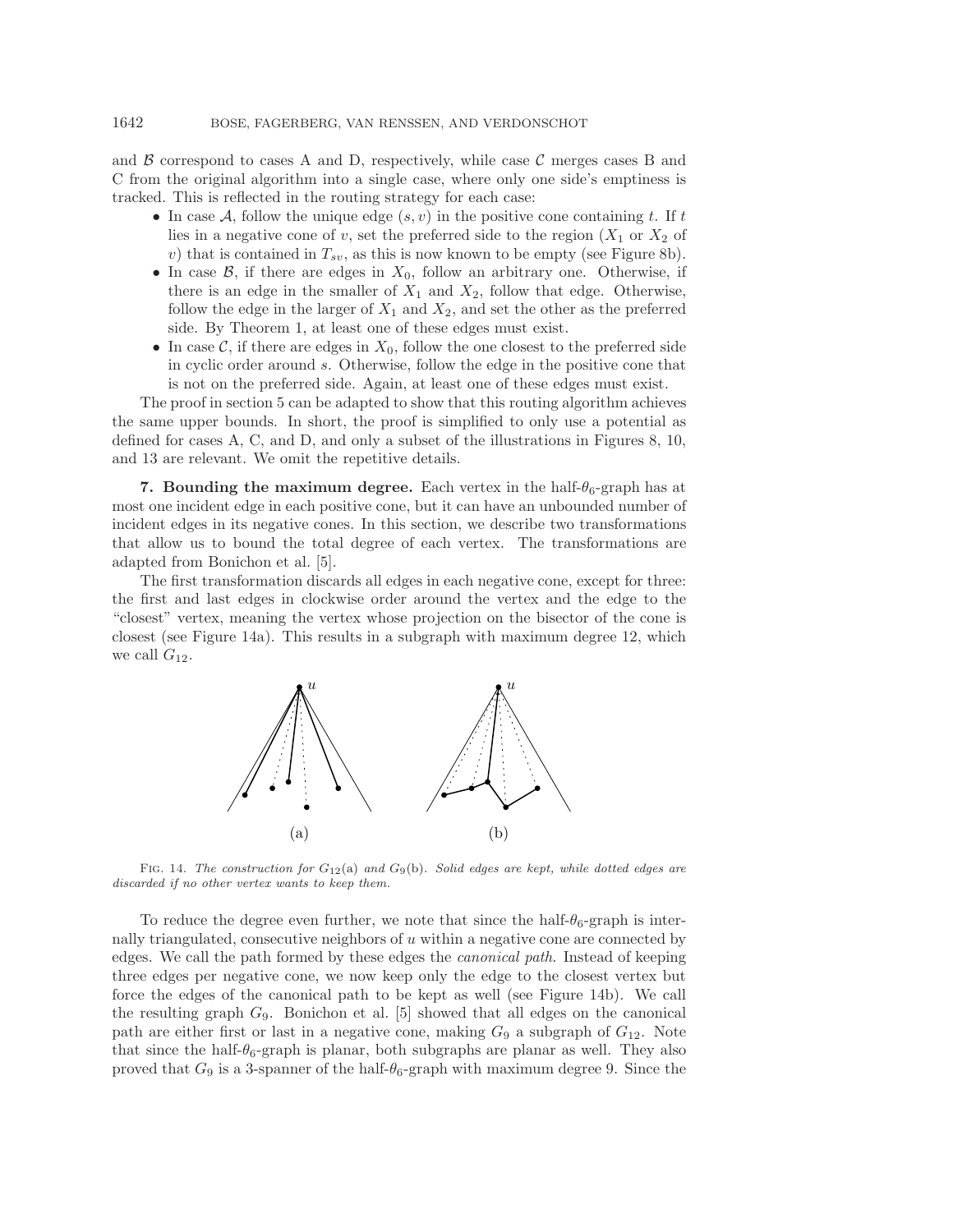and $\mathcal{B}$ correspond to cases A and D, respectively, while case $\mathcal{C}$ merges cases B and C from the original algorithm into a single case, where only one side's emptiness is tracked. This is reflected in the routing strategy for each case:

- In case $\mathcal{A}$, follow the unique edge $(s, v)$ in the positive cone containing $t$. If $t$ lies in a negative cone of $v$, set the preferred side to the region ($X_1$ or $X_2$ of $v$) that is contained in $T_{sv}$, as this is now known to be empty (see Figure 8b).
- In case $\mathcal{B}$, if there are edges in $X_0$, follow an arbitrary one. Otherwise, if there is an edge in the smaller of $X_1$ and $X_2$, follow that edge. Otherwise, follow the edge in the larger of $X_1$ and $X_2$, and set the other as the preferred side. By Theorem 1, at least one of these edges must exist.
- In case $\mathcal{C}$, if there are edges in $X_0$, follow the one closest to the preferred side in cyclic order around $s$. Otherwise, follow the edge in the positive cone that is not on the preferred side. Again, at least one of these edges must exist.

The proof in section 5 can be adapted to show that this routing algorithm achieves the same upper bounds. In short, the proof is simplified to only use a potential as defined for cases A, C, and D, and only a subset of the illustrations in Figures 8, 10, and 13 are relevant. We omit the repetitive details.

**7. Bounding the maximum degree.** Each vertex in the half-$\theta_6$-graph has at most one incident edge in each positive cone, but it can have an unbounded number of incident edges in its negative cones. In this section, we describe two transformations that allow us to bound the total degree of each vertex. The transformations are adapted from Bonichon et al. [5].

The first transformation discards all edges in each negative cone, except for three: the first and last edges in clockwise order around the vertex and the edge to the "closest" vertex, meaning the vertex whose projection on the bisector of the cone is closest (see Figure 14a). This results in a subgraph with maximum degree 12, which we call $G_{12}$.

Fig. 14. *The construction for* $G_{12}$(a) *and* $G_9$(b). *Solid edges are kept, while dotted edges are discarded if no other vertex wants to keep them.*

To reduce the degree even further, we note that since the half-$\theta_6$-graph is internally triangulated, consecutive neighbors of $u$ within a negative cone are connected by edges. We call the path formed by these edges the *canonical path*. Instead of keeping three edges per negative cone, we now keep only the edge to the closest vertex but force the edges of the canonical path to be kept as well (see Figure 14b). We call the resulting graph $G_9$. Bonichon et al. [5] showed that all edges on the canonical path are either first or last in a negative cone, making $G_9$ a subgraph of $G_{12}$. Note that since the half-$\theta_6$-graph is planar, both subgraphs are planar as well. They also proved that $G_9$ is a 3-spanner of the half-$\theta_6$-graph with maximum degree 9. Since the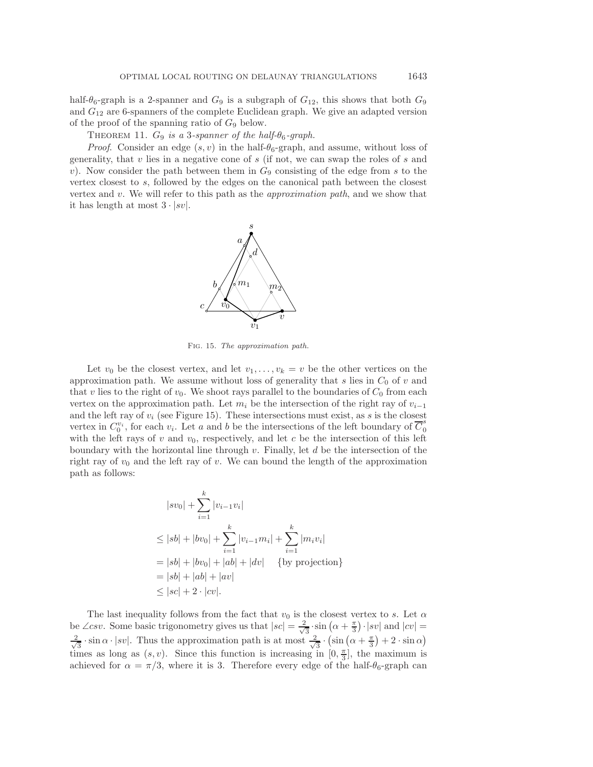half-$\theta_6$-graph is a 2-spanner and $G_9$ is a subgraph of $G_{12}$, this shows that both $G_9$ and $G_{12}$ are 6-spanners of the complete Euclidean graph. We give an adapted version of the proof of the spanning ratio of $G_9$ below.

THEOREM 11. *$G_9$ is a 3-spanner of the half-$\theta_6$-graph.*

*Proof.* Consider an edge $(s, v)$ in the half-$\theta_6$-graph, and assume, without loss of generality, that $v$ lies in a negative cone of $s$ (if not, we can swap the roles of $s$ and $v$). Now consider the path between them in $G_9$ consisting of the edge from $s$ to the vertex closest to $s$, followed by the edges on the canonical path between the closest vertex and $v$. We will refer to this path as the *approximation path*, and we show that it has length at most $3 \cdot |sv|$.

FIG. 15. *The approximation path.*

Let $v_0$ be the closest vertex, and let $v_1, \ldots, v_k = v$ be the other vertices on the approximation path. We assume without loss of generality that $s$ lies in $C_0$ of $v$ and that $v$ lies to the right of $v_0$. We shoot rays parallel to the boundaries of $C_0$ from each vertex on the approximation path. Let $m_i$ be the intersection of the right ray of $v_{i-1}$ and the left ray of $v_i$ (see Figure 15). These intersections must exist, as $s$ is the closest vertex in $C_0^{v_i}$, for each $v_i$. Let $a$ and $b$ be the intersections of the left boundary of $\overline{C}_0^s$ with the left rays of $v$ and $v_0$, respectively, and let $c$ be the intersection of this left boundary with the horizontal line through $v$. Finally, let $d$ be the intersection of the right ray of $v_0$ and the left ray of $v$. We can bound the length of the approximation path as follows:

$$
\begin{aligned}
&|sv_0| + \sum_{i=1}^{k} |v_{i-1}v_i| \\
&\leq |sb| + |bv_0| + \sum_{i=1}^{k} |v_{i-1}m_i| + \sum_{i=1}^{k} |m_i v_i| \\
&= |sb| + |bv_0| + |ab| + |dv| \quad \{\text{by projection}\} \\
&= |sb| + |ab| + |av| \\
&\leq |sc| + 2 \cdot |cv|.
\end{aligned}
$$

The last inequality follows from the fact that $v_0$ is the closest vertex to $s$. Let $\alpha$ be $\angle csv$. Some basic trigonometry gives us that $|sc| = \frac{2}{\sqrt{3}} \cdot \sin\left(\alpha + \frac{\pi}{3}\right) \cdot |sv|$ and $|cv| = \frac{2}{\sqrt{3}} \cdot \sin \alpha \cdot |sv|$. Thus the approximation path is at most $\frac{2}{\sqrt{3}} \cdot \left(\sin\left(\alpha + \frac{\pi}{3}\right) + 2 \cdot \sin \alpha\right)$ times as long as $(s, v)$. Since this function is increasing in $[0, \frac{\pi}{3}]$, the maximum is achieved for $\alpha = \pi/3$, where it is 3. Therefore every edge of the half-$\theta_6$-graph can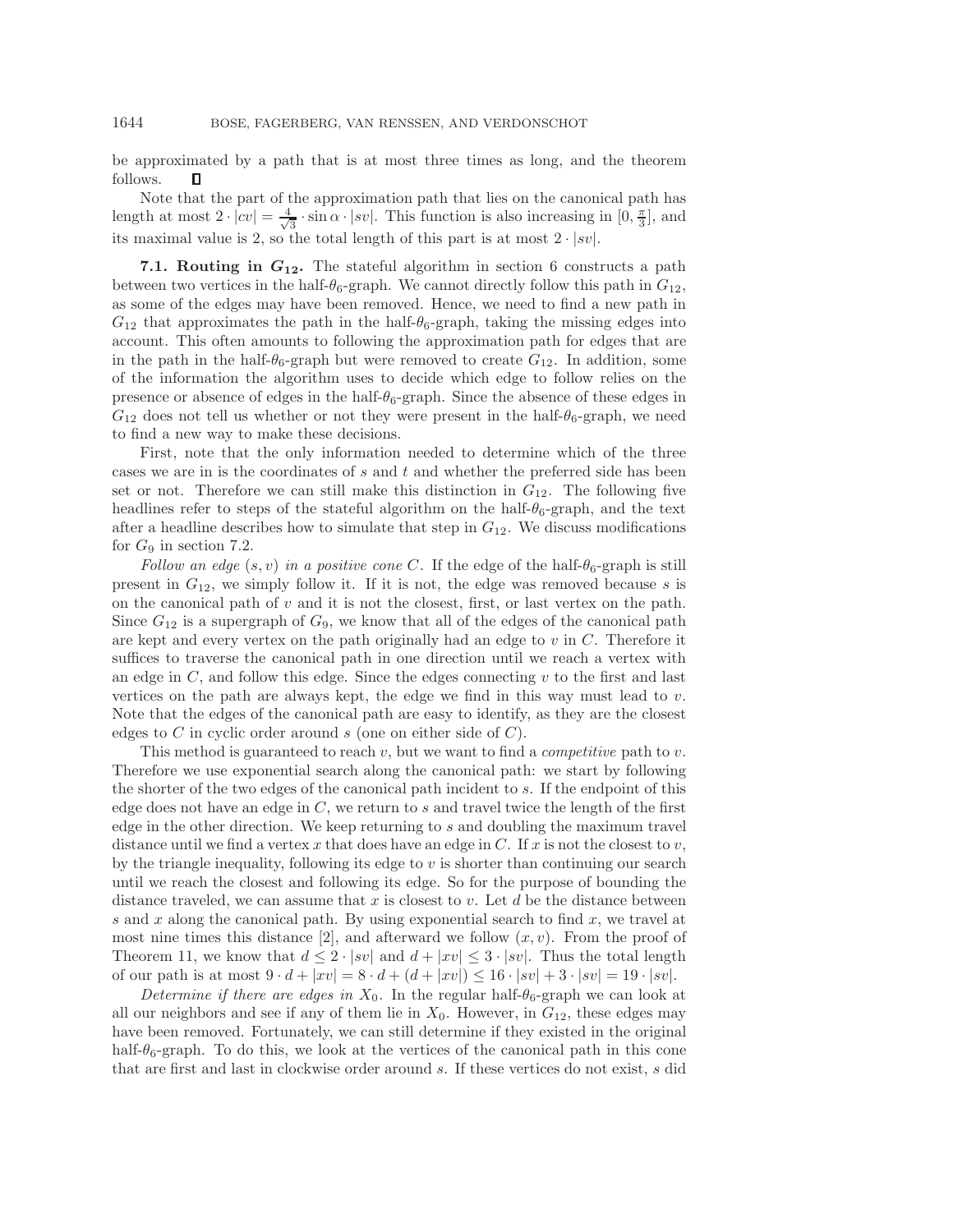be approximated by a path that is at most three times as long, and the theorem follows. ∎

Note that the part of the approximation path that lies on the canonical path has length at most $2 \cdot |cv| = \frac{4}{\sqrt{3}} \cdot \sin \alpha \cdot |sv|$. This function is also increasing in $[0, \frac{\pi}{3}]$, and its maximal value is 2, so the total length of this part is at most $2 \cdot |sv|$.

**7.1. Routing in $G_{12}$.** The stateful algorithm in section 6 constructs a path between two vertices in the half-$\theta_6$-graph. We cannot directly follow this path in $G_{12}$, as some of the edges may have been removed. Hence, we need to find a new path in $G_{12}$ that approximates the path in the half-$\theta_6$-graph, taking the missing edges into account. This often amounts to following the approximation path for edges that are in the path in the half-$\theta_6$-graph but were removed to create $G_{12}$. In addition, some of the information the algorithm uses to decide which edge to follow relies on the presence or absence of edges in the half-$\theta_6$-graph. Since the absence of these edges in $G_{12}$ does not tell us whether or not they were present in the half-$\theta_6$-graph, we need to find a new way to make these decisions.

First, note that the only information needed to determine which of the three cases we are in is the coordinates of $s$ and $t$ and whether the preferred side has been set or not. Therefore we can still make this distinction in $G_{12}$. The following five headlines refer to steps of the stateful algorithm on the half-$\theta_6$-graph, and the text after a headline describes how to simulate that step in $G_{12}$. We discuss modifications for $G_9$ in section 7.2.

*Follow an edge $(s, v)$ in a positive cone $C$.* If the edge of the half-$\theta_6$-graph is still present in $G_{12}$, we simply follow it. If it is not, the edge was removed because $s$ is on the canonical path of $v$ and it is not the closest, first, or last vertex on the path. Since $G_{12}$ is a supergraph of $G_9$, we know that all of the edges of the canonical path are kept and every vertex on the path originally had an edge to $v$ in $C$. Therefore it suffices to traverse the canonical path in one direction until we reach a vertex with an edge in $C$, and follow this edge. Since the edges connecting $v$ to the first and last vertices on the path are always kept, the edge we find in this way must lead to $v$. Note that the edges of the canonical path are easy to identify, as they are the closest edges to $C$ in cyclic order around $s$ (one on either side of $C$).

This method is guaranteed to reach $v$, but we want to find a *competitive* path to $v$. Therefore we use exponential search along the canonical path: we start by following the shorter of the two edges of the canonical path incident to $s$. If the endpoint of this edge does not have an edge in $C$, we return to $s$ and travel twice the length of the first edge in the other direction. We keep returning to $s$ and doubling the maximum travel distance until we find a vertex $x$ that does have an edge in $C$. If $x$ is not the closest to $v$, by the triangle inequality, following its edge to $v$ is shorter than continuing our search until we reach the closest and following its edge. So for the purpose of bounding the distance traveled, we can assume that $x$ is closest to $v$. Let $d$ be the distance between $s$ and $x$ along the canonical path. By using exponential search to find $x$, we travel at most nine times this distance [2], and afterward we follow $(x, v)$. From the proof of Theorem 11, we know that $d \leq 2 \cdot |sv|$ and $d + |xv| \leq 3 \cdot |sv|$. Thus the total length of our path is at most $9 \cdot d + |xv| = 8 \cdot d + (d + |xv|) \leq 16 \cdot |sv| + 3 \cdot |sv| = 19 \cdot |sv|$.

*Determine if there are edges in $X_0$.* In the regular half-$\theta_6$-graph we can look at all our neighbors and see if any of them lie in $X_0$. However, in $G_{12}$, these edges may have been removed. Fortunately, we can still determine if they existed in the original half-$\theta_6$-graph. To do this, we look at the vertices of the canonical path in this cone that are first and last in clockwise order around $s$. If these vertices do not exist, $s$ did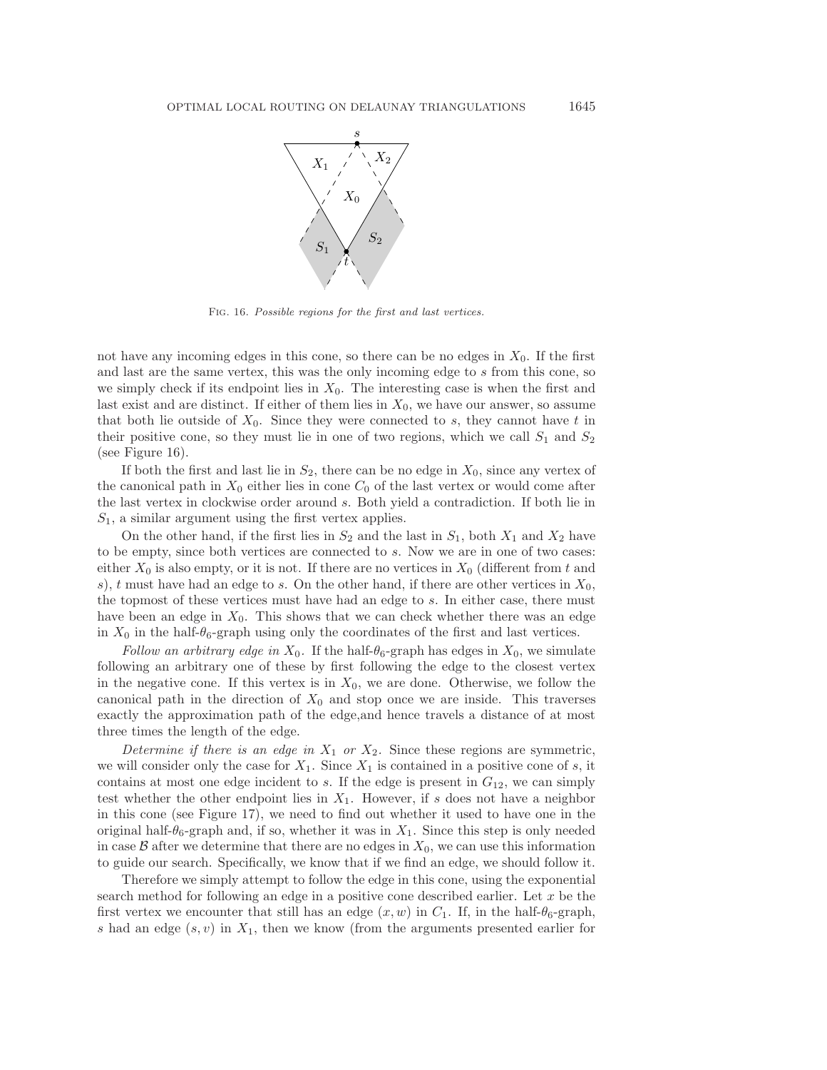Fig. 16. *Possible regions for the first and last vertices.*

not have any incoming edges in this cone, so there can be no edges in $X_0$. If the first and last are the same vertex, this was the only incoming edge to $s$ from this cone, so we simply check if its endpoint lies in $X_0$. The interesting case is when the first and last exist and are distinct. If either of them lies in $X_0$, we have our answer, so assume that both lie outside of $X_0$. Since they were connected to $s$, they cannot have $t$ in their positive cone, so they must lie in one of two regions, which we call $S_1$ and $S_2$ (see Figure 16).

If both the first and last lie in $S_2$, there can be no edge in $X_0$, since any vertex of the canonical path in $X_0$ either lies in cone $C_0$ of the last vertex or would come after the last vertex in clockwise order around $s$. Both yield a contradiction. If both lie in $S_1$, a similar argument using the first vertex applies.

On the other hand, if the first lies in $S_2$ and the last in $S_1$, both $X_1$ and $X_2$ have to be empty, since both vertices are connected to $s$. Now we are in one of two cases: either $X_0$ is also empty, or it is not. If there are no vertices in $X_0$ (different from $t$ and $s$), $t$ must have had an edge to $s$. On the other hand, if there are other vertices in $X_0$, the topmost of these vertices must have had an edge to $s$. In either case, there must have been an edge in $X_0$. This shows that we can check whether there was an edge in $X_0$ in the half-$\theta_6$-graph using only the coordinates of the first and last vertices.

*Follow an arbitrary edge in* $X_0$. If the half-$\theta_6$-graph has edges in $X_0$, we simulate following an arbitrary one of these by first following the edge to the closest vertex in the negative cone. If this vertex is in $X_0$, we are done. Otherwise, we follow the canonical path in the direction of $X_0$ and stop once we are inside. This traverses exactly the approximation path of the edge,and hence travels a distance of at most three times the length of the edge.

*Determine if there is an edge in* $X_1$ *or* $X_2$. Since these regions are symmetric, we will consider only the case for $X_1$. Since $X_1$ is contained in a positive cone of $s$, it contains at most one edge incident to $s$. If the edge is present in $G_{12}$, we can simply test whether the other endpoint lies in $X_1$. However, if $s$ does not have a neighbor in this cone (see Figure 17), we need to find out whether it used to have one in the original half-$\theta_6$-graph and, if so, whether it was in $X_1$. Since this step is only needed in case $\mathcal{B}$ after we determine that there are no edges in $X_0$, we can use this information to guide our search. Specifically, we know that if we find an edge, we should follow it.

Therefore we simply attempt to follow the edge in this cone, using the exponential search method for following an edge in a positive cone described earlier. Let $x$ be the first vertex we encounter that still has an edge $(x, w)$ in $C_1$. If, in the half-$\theta_6$-graph, $s$ had an edge $(s, v)$ in $X_1$, then we know (from the arguments presented earlier for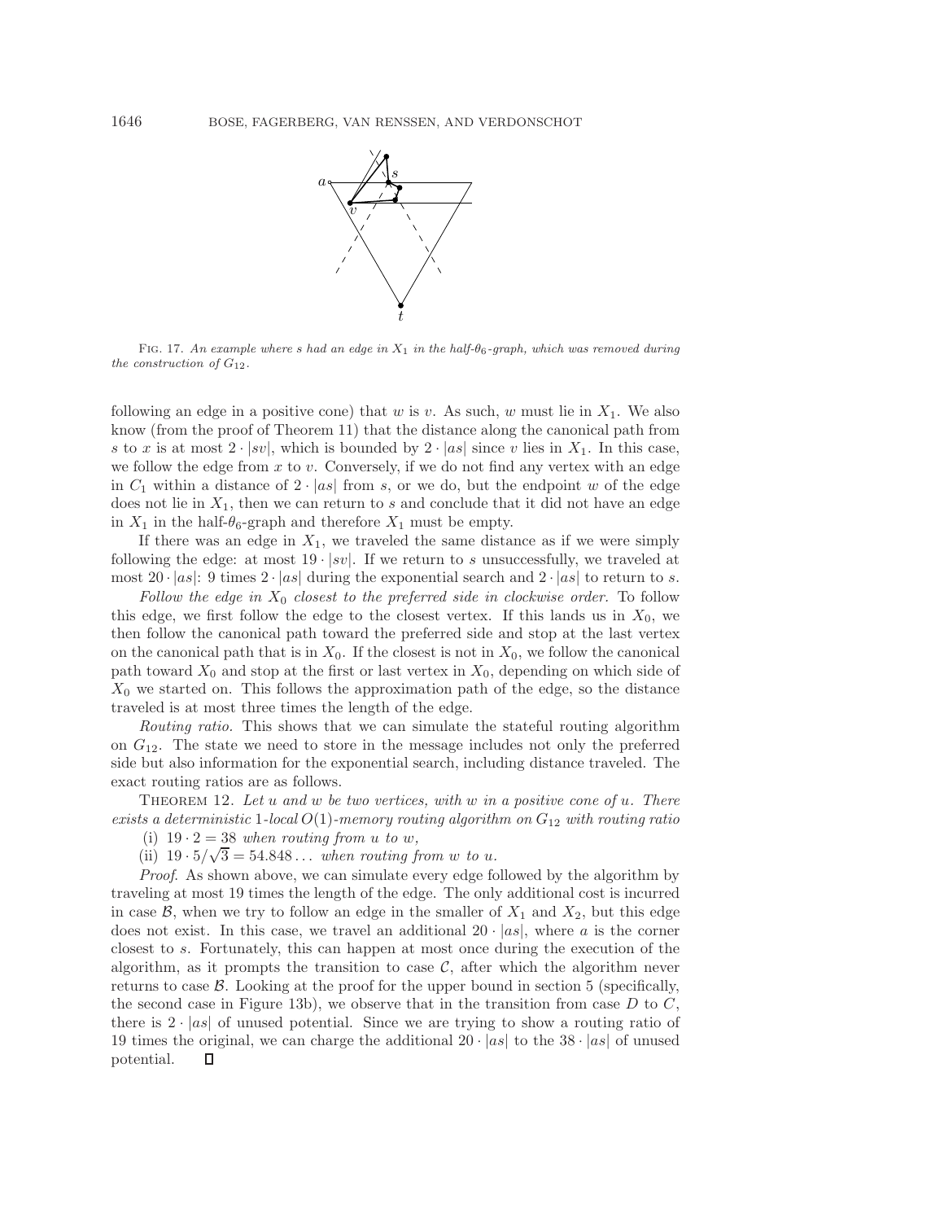FIG. 17. *An example where s had an edge in $X_1$ in the half-$\theta_6$-graph, which was removed during the construction of $G_{12}$.*

following an edge in a positive cone) that $w$ is $v$. As such, $w$ must lie in $X_1$. We also know (from the proof of Theorem 11) that the distance along the canonical path from $s$ to $x$ is at most $2 \cdot |sv|$, which is bounded by $2 \cdot |as|$ since $v$ lies in $X_1$. In this case, we follow the edge from $x$ to $v$. Conversely, if we do not find any vertex with an edge in $C_1$ within a distance of $2 \cdot |as|$ from $s$, or we do, but the endpoint $w$ of the edge does not lie in $X_1$, then we can return to $s$ and conclude that it did not have an edge in $X_1$ in the half-$\theta_6$-graph and therefore $X_1$ must be empty.

If there was an edge in $X_1$, we traveled the same distance as if we were simply following the edge: at most $19 \cdot |sv|$. If we return to $s$ unsuccessfully, we traveled at most $20 \cdot |as|$: 9 times $2 \cdot |as|$ during the exponential search and $2 \cdot |as|$ to return to $s$.

*Follow the edge in $X_0$ closest to the preferred side in clockwise order.* To follow this edge, we first follow the edge to the closest vertex. If this lands us in $X_0$, we then follow the canonical path toward the preferred side and stop at the last vertex on the canonical path that is in $X_0$. If the closest is not in $X_0$, we follow the canonical path toward $X_0$ and stop at the first or last vertex in $X_0$, depending on which side of $X_0$ we started on. This follows the approximation path of the edge, so the distance traveled is at most three times the length of the edge.

*Routing ratio.* This shows that we can simulate the stateful routing algorithm on $G_{12}$. The state we need to store in the message includes not only the preferred side but also information for the exponential search, including distance traveled. The exact routing ratios are as follows.

THEOREM 12. *Let $u$ and $w$ be two vertices, with $w$ in a positive cone of $u$. There exists a deterministic 1-local $O(1)$-memory routing algorithm on $G_{12}$ with routing ratio*

(i) $19 \cdot 2 = 38$ *when routing from $u$ to $w$,*

(ii) $19 \cdot 5/\sqrt{3} = 54.848\ldots$ *when routing from $w$ to $u$.*

*Proof.* As shown above, we can simulate every edge followed by the algorithm by traveling at most 19 times the length of the edge. The only additional cost is incurred in case $\mathcal{B}$, when we try to follow an edge in the smaller of $X_1$ and $X_2$, but this edge does not exist. In this case, we travel an additional $20 \cdot |as|$, where $a$ is the corner closest to $s$. Fortunately, this can happen at most once during the execution of the algorithm, as it prompts the transition to case $\mathcal{C}$, after which the algorithm never returns to case $\mathcal{B}$. Looking at the proof for the upper bound in section 5 (specifically, the second case in Figure 13b), we observe that in the transition from case $D$ to $C$, there is $2 \cdot |as|$ of unused potential. Since we are trying to show a routing ratio of 19 times the original, we can charge the additional $20 \cdot |as|$ to the $38 \cdot |as|$ of unused potential. ∎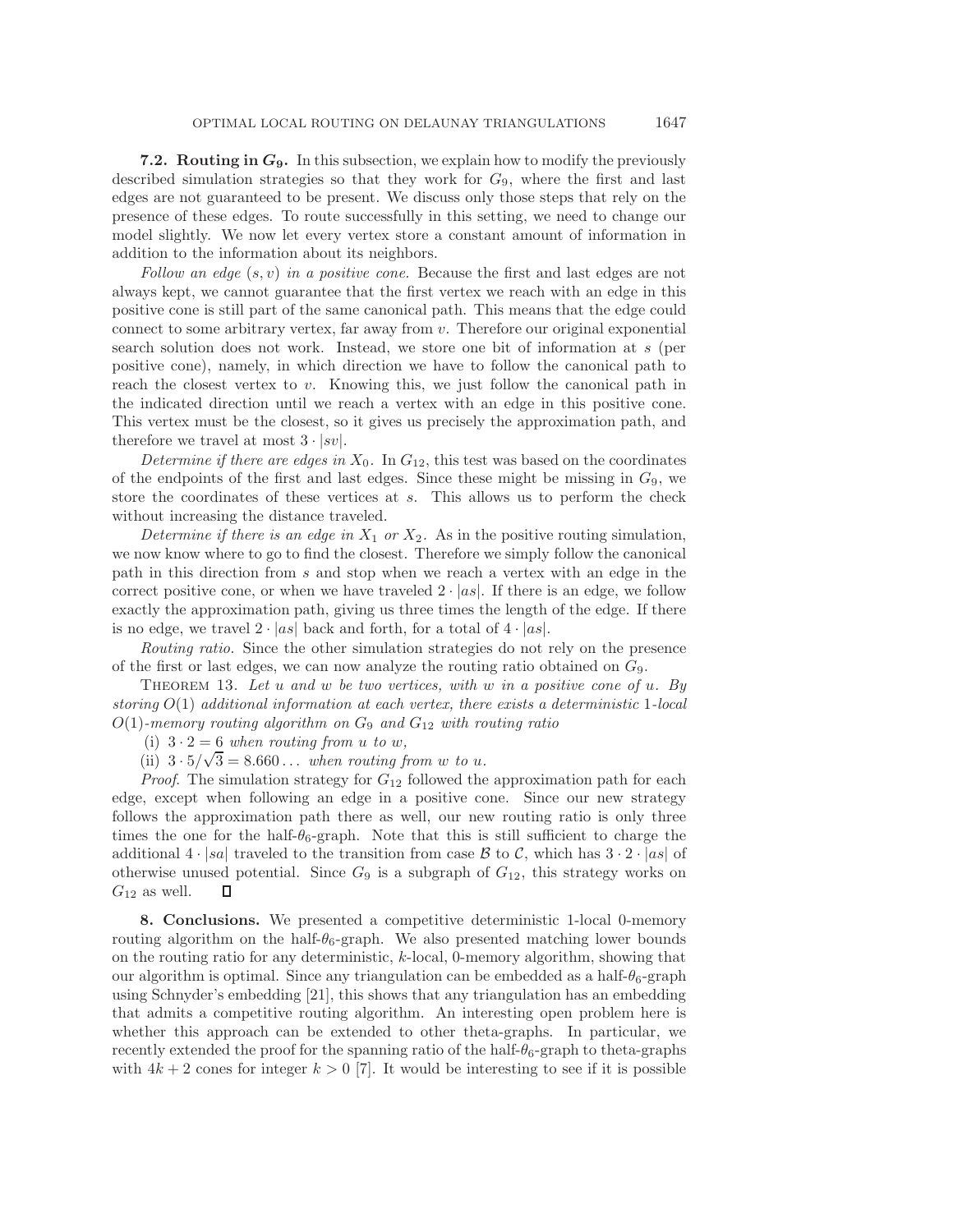**7.2. Routing in $G_9$.** In this subsection, we explain how to modify the previously described simulation strategies so that they work for $G_9$, where the first and last edges are not guaranteed to be present. We discuss only those steps that rely on the presence of these edges. To route successfully in this setting, we need to change our model slightly. We now let every vertex store a constant amount of information in addition to the information about its neighbors.

*Follow an edge $(s, v)$ in a positive cone.* Because the first and last edges are not always kept, we cannot guarantee that the first vertex we reach with an edge in this positive cone is still part of the same canonical path. This means that the edge could connect to some arbitrary vertex, far away from $v$. Therefore our original exponential search solution does not work. Instead, we store one bit of information at $s$ (per positive cone), namely, in which direction we have to follow the canonical path to reach the closest vertex to $v$. Knowing this, we just follow the canonical path in the indicated direction until we reach a vertex with an edge in this positive cone. This vertex must be the closest, so it gives us precisely the approximation path, and therefore we travel at most $3 \cdot |sv|$.

*Determine if there are edges in $X_0$.* In $G_{12}$, this test was based on the coordinates of the endpoints of the first and last edges. Since these might be missing in $G_9$, we store the coordinates of these vertices at $s$. This allows us to perform the check without increasing the distance traveled.

*Determine if there is an edge in $X_1$ or $X_2$.* As in the positive routing simulation, we now know where to go to find the closest. Therefore we simply follow the canonical path in this direction from $s$ and stop when we reach a vertex with an edge in the correct positive cone, or when we have traveled $2 \cdot |as|$. If there is an edge, we follow exactly the approximation path, giving us three times the length of the edge. If there is no edge, we travel $2 \cdot |as|$ back and forth, for a total of $4 \cdot |as|$.

*Routing ratio.* Since the other simulation strategies do not rely on the presence of the first or last edges, we can now analyze the routing ratio obtained on $G_9$.

THEOREM 13. *Let $u$ and $w$ be two vertices, with $w$ in a positive cone of $u$. By storing $O(1)$ additional information at each vertex, there exists a deterministic 1-local $O(1)$-memory routing algorithm on $G_9$ and $G_{12}$ with routing ratio*

(i) $3 \cdot 2 = 6$ *when routing from $u$ to $w$,*

(ii) $3 \cdot 5/\sqrt{3} = 8.660\ldots$ *when routing from $w$ to $u$.*

*Proof.* The simulation strategy for $G_{12}$ followed the approximation path for each edge, except when following an edge in a positive cone. Since our new strategy follows the approximation path there as well, our new routing ratio is only three times the one for the half-$\theta_6$-graph. Note that this is still sufficient to charge the additional $4 \cdot |sa|$ traveled to the transition from case $\mathcal{B}$ to $\mathcal{C}$, which has $3 \cdot 2 \cdot |as|$ of otherwise unused potential. Since $G_9$ is a subgraph of $G_{12}$, this strategy works on $G_{12}$ as well. ◻

**8. Conclusions.** We presented a competitive deterministic 1-local 0-memory routing algorithm on the half-$\theta_6$-graph. We also presented matching lower bounds on the routing ratio for any deterministic, $k$-local, 0-memory algorithm, showing that our algorithm is optimal. Since any triangulation can be embedded as a half-$\theta_6$-graph using Schnyder's embedding [21], this shows that any triangulation has an embedding that admits a competitive routing algorithm. An interesting open problem here is whether this approach can be extended to other theta-graphs. In particular, we recently extended the proof for the spanning ratio of the half-$\theta_6$-graph to theta-graphs with $4k + 2$ cones for integer $k > 0$ [7]. It would be interesting to see if it is possible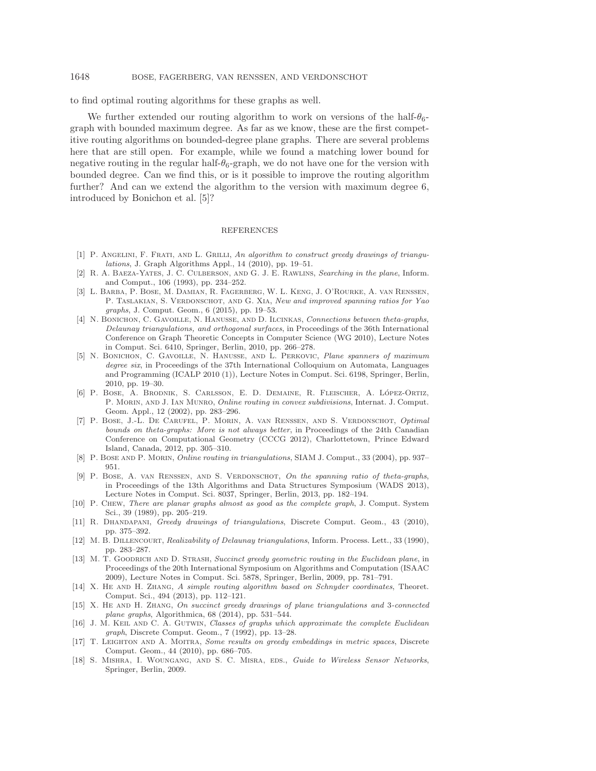to find optimal routing algorithms for these graphs as well.

We further extended our routing algorithm to work on versions of the half-$\theta_6$-graph with bounded maximum degree. As far as we know, these are the first competitive routing algorithms on bounded-degree plane graphs. There are several problems here that are still open. For example, while we found a matching lower bound for negative routing in the regular half-$\theta_6$-graph, we do not have one for the version with bounded degree. Can we find this, or is it possible to improve the routing algorithm further? And can we extend the algorithm to the version with maximum degree 6, introduced by Bonichon et al. [5]?

## REFERENCES

[1] P. Angelini, F. Frati, and L. Grilli, *An algorithm to construct greedy drawings of triangulations*, J. Graph Algorithms Appl., 14 (2010), pp. 19–51.

[2] R. A. Baeza-Yates, J. C. Culberson, and G. J. E. Rawlins, *Searching in the plane*, Inform. and Comput., 106 (1993), pp. 234–252.

[3] L. Barba, P. Bose, M. Damian, R. Fagerberg, W. L. Keng, J. O'Rourke, A. van Renssen, P. Taslakian, S. Verdonschot, and G. Xia, *New and improved spanning ratios for Yao graphs*, J. Comput. Geom., 6 (2015), pp. 19–53.

[4] N. Bonichon, C. Gavoille, N. Hanusse, and D. Ilcinkas, *Connections between theta-graphs, Delaunay triangulations, and orthogonal surfaces*, in Proceedings of the 36th International Conference on Graph Theoretic Concepts in Computer Science (WG 2010), Lecture Notes in Comput. Sci. 6410, Springer, Berlin, 2010, pp. 266–278.

[5] N. Bonichon, C. Gavoille, N. Hanusse, and L. Perkovic, *Plane spanners of maximum degree six*, in Proceedings of the 37th International Colloquium on Automata, Languages and Programming (ICALP 2010 (1)), Lecture Notes in Comput. Sci. 6198, Springer, Berlin, 2010, pp. 19–30.

[6] P. Bose, A. Brodnik, S. Carlsson, E. D. Demaine, R. Fleischer, A. López-Ortiz, P. Morin, and J. Ian Munro, *Online routing in convex subdivisions*, Internat. J. Comput. Geom. Appl., 12 (2002), pp. 283–296.

[7] P. Bose, J.-L. De Carufel, P. Morin, A. van Renssen, and S. Verdonschot, *Optimal bounds on theta-graphs: More is not always better*, in Proceedings of the 24th Canadian Conference on Computational Geometry (CCCG 2012), Charlottetown, Prince Edward Island, Canada, 2012, pp. 305–310.

[8] P. Bose and P. Morin, *Online routing in triangulations*, SIAM J. Comput., 33 (2004), pp. 937–951.

[9] P. Bose, A. van Renssen, and S. Verdonschot, *On the spanning ratio of theta-graphs*, in Proceedings of the 13th Algorithms and Data Structures Symposium (WADS 2013), Lecture Notes in Comput. Sci. 8037, Springer, Berlin, 2013, pp. 182–194.

[10] P. Chew, *There are planar graphs almost as good as the complete graph*, J. Comput. System Sci., 39 (1989), pp. 205–219.

[11] R. Dhandapani, *Greedy drawings of triangulations*, Discrete Comput. Geom., 43 (2010), pp. 375–392.

[12] M. B. Dillencourt, *Realizability of Delaunay triangulations*, Inform. Process. Lett., 33 (1990), pp. 283–287.

[13] M. T. Goodrich and D. Strash, *Succinct greedy geometric routing in the Euclidean plane*, in Proceedings of the 20th International Symposium on Algorithms and Computation (ISAAC 2009), Lecture Notes in Comput. Sci. 5878, Springer, Berlin, 2009, pp. 781–791.

[14] X. He and H. Zhang, *A simple routing algorithm based on Schnyder coordinates*, Theoret. Comput. Sci., 494 (2013), pp. 112–121.

[15] X. He and H. Zhang, *On succinct greedy drawings of plane triangulations and 3-connected plane graphs*, Algorithmica, 68 (2014), pp. 531–544.

[16] J. M. Keil and C. A. Gutwin, *Classes of graphs which approximate the complete Euclidean graph*, Discrete Comput. Geom., 7 (1992), pp. 13–28.

[17] T. Leighton and A. Moitra, *Some results on greedy embeddings in metric spaces*, Discrete Comput. Geom., 44 (2010), pp. 686–705.

[18] S. Mishra, I. Woungang, and S. C. Misra, eds., *Guide to Wireless Sensor Networks*, Springer, Berlin, 2009.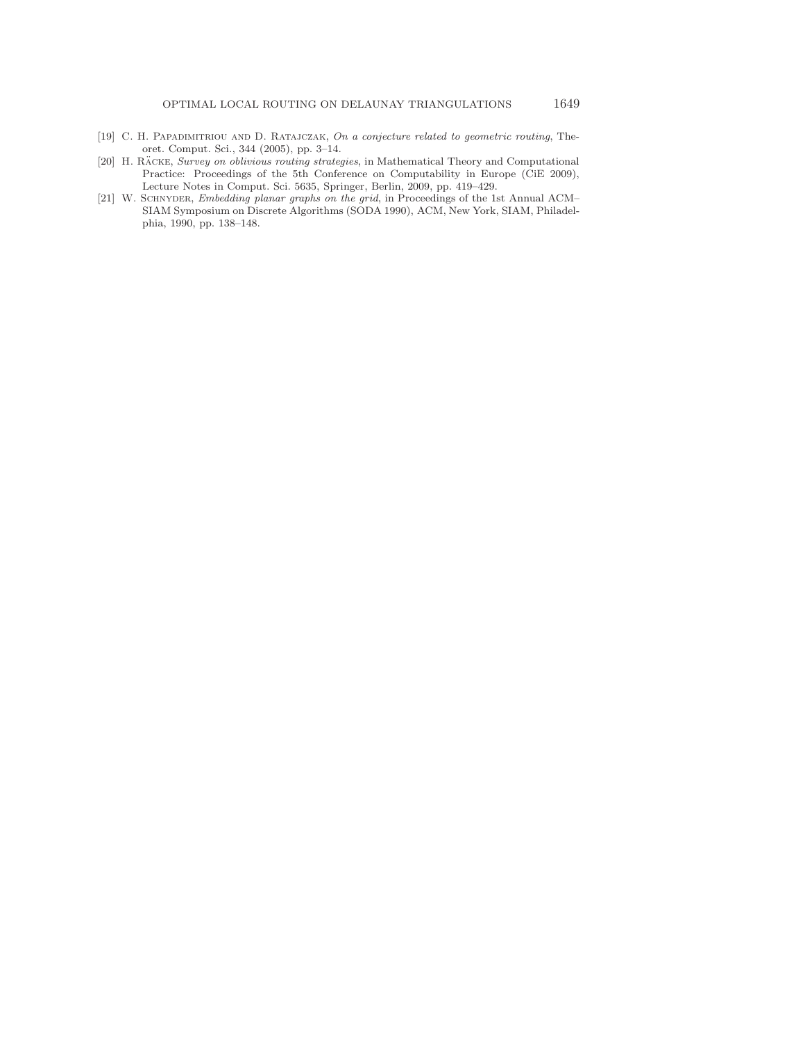[19] C. H. Papadimitriou and D. Ratajczak, *On a conjecture related to geometric routing*, Theoret. Comput. Sci., 344 (2005), pp. 3–14.

[20] H. Räcke, *Survey on oblivious routing strategies*, in Mathematical Theory and Computational Practice: Proceedings of the 5th Conference on Computability in Europe (CiE 2009), Lecture Notes in Comput. Sci. 5635, Springer, Berlin, 2009, pp. 419–429.

[21] W. Schnyder, *Embedding planar graphs on the grid*, in Proceedings of the 1st Annual ACM–SIAM Symposium on Discrete Algorithms (SODA 1990), ACM, New York, SIAM, Philadelphia, 1990, pp. 138–148.